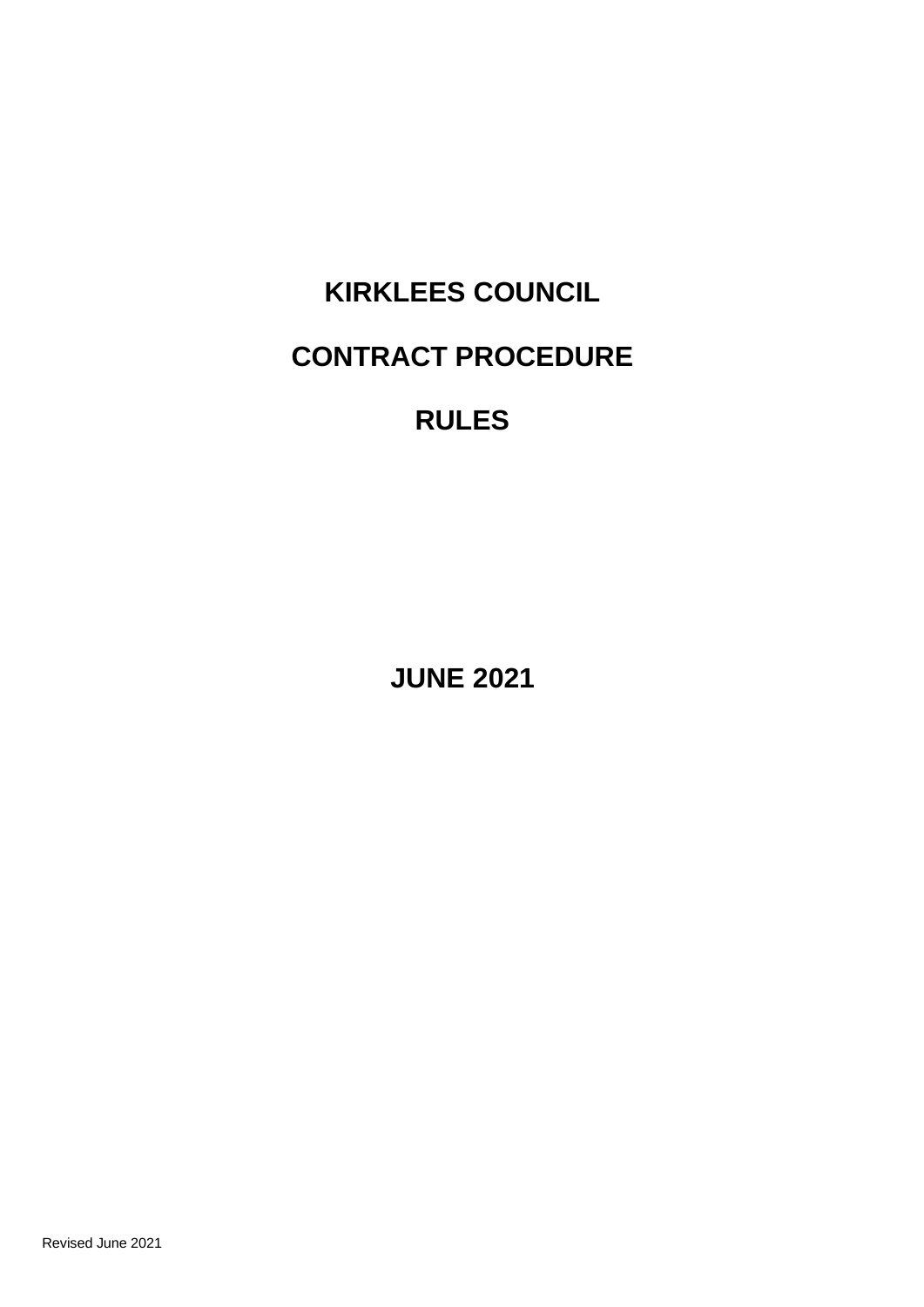# KIRKLEES COUNCIL

# CONTRACT PROCEDURE

# RULES

## JUNE 2021

Revised June 2021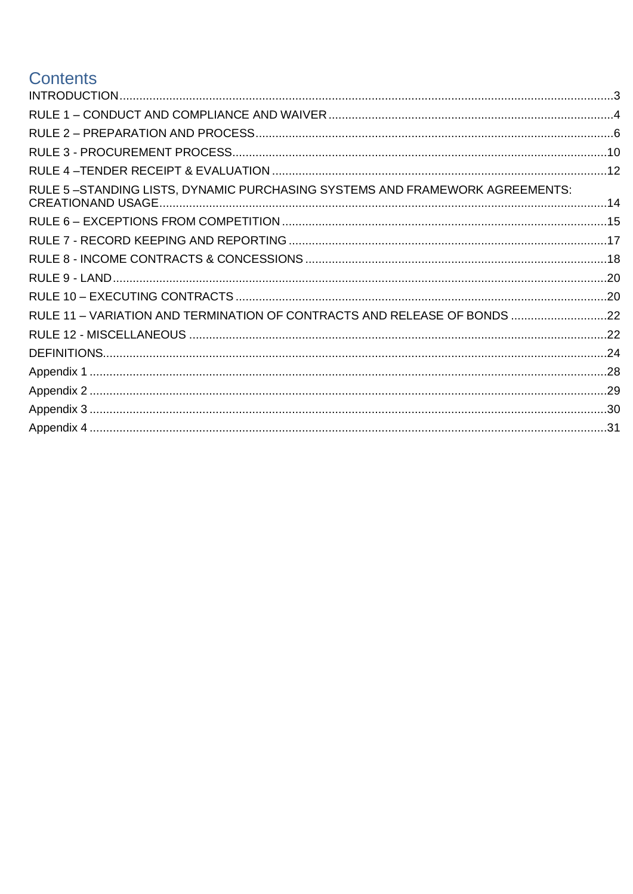# Contents

INTRODUCTION.....3
RULE 1 – CONDUCT AND COMPLIANCE AND WAIVER.....4
RULE 2 – PREPARATION AND PROCESS.....6
RULE 3 - PROCUREMENT PROCESS.....10
RULE 4 –TENDER RECEIPT & EVALUATION.....12
RULE 5 –STANDING LISTS, DYNAMIC PURCHASING SYSTEMS AND FRAMEWORK AGREEMENTS: CREATIONAND USAGE.....14
RULE 6 – EXCEPTIONS FROM COMPETITION.....15
RULE 7 - RECORD KEEPING AND REPORTING.....17
RULE 8 - INCOME CONTRACTS & CONCESSIONS.....18
RULE 9 - LAND.....20
RULE 10 – EXECUTING CONTRACTS.....20
RULE 11 – VARIATION AND TERMINATION OF CONTRACTS AND RELEASE OF BONDS.....22
RULE 12 - MISCELLANEOUS.....22
DEFINITIONS.....24
Appendix 1.....28
Appendix 2.....29
Appendix 3.....30
Appendix 4.....31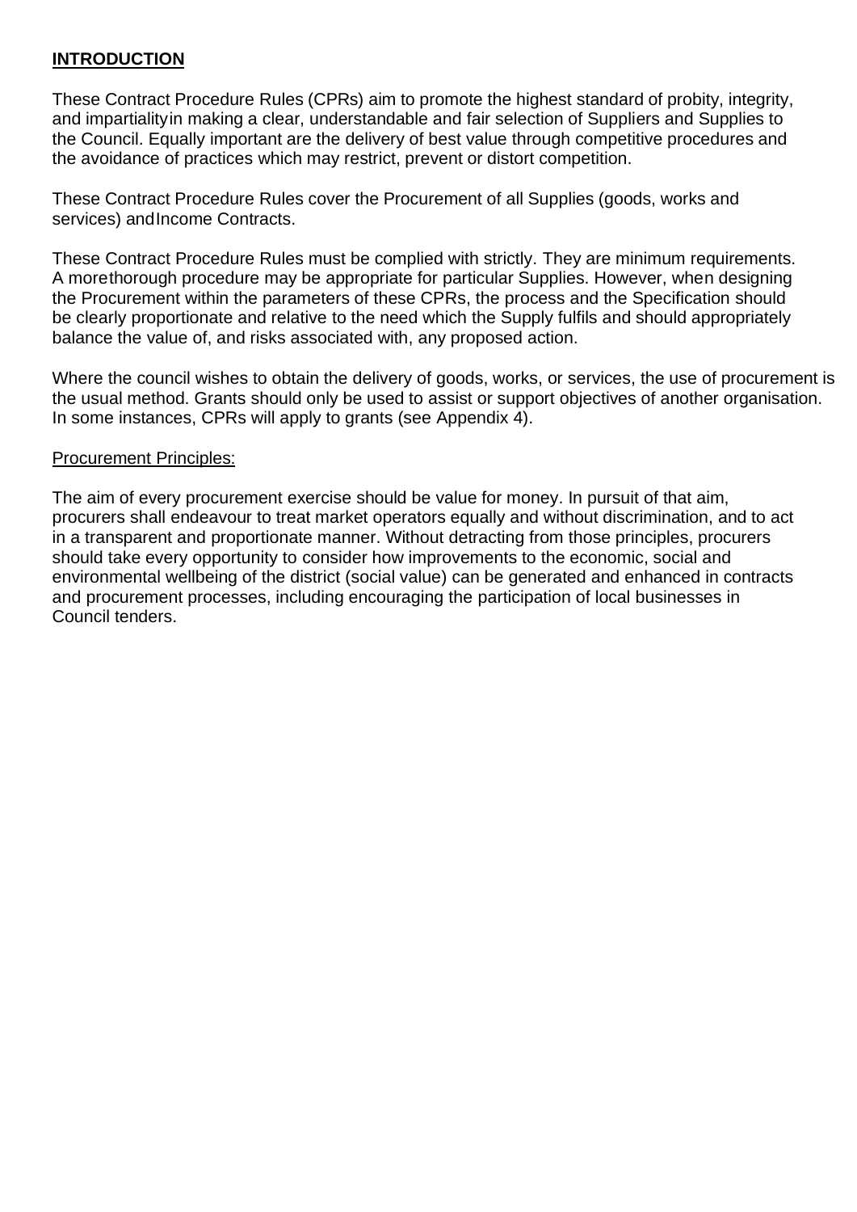## **INTRODUCTION**

These Contract Procedure Rules (CPRs) aim to promote the highest standard of probity, integrity, and impartiality in making a clear, understandable and fair selection of Suppliers and Supplies to the Council. Equally important are the delivery of best value through competitive procedures and the avoidance of practices which may restrict, prevent or distort competition.

These Contract Procedure Rules cover the Procurement of all Supplies (goods, works and services) and Income Contracts.

These Contract Procedure Rules must be complied with strictly. They are minimum requirements. A more thorough procedure may be appropriate for particular Supplies. However, when designing the Procurement within the parameters of these CPRs, the process and the Specification should be clearly proportionate and relative to the need which the Supply fulfils and should appropriately balance the value of, and risks associated with, any proposed action.

Where the council wishes to obtain the delivery of goods, works, or services, the use of procurement is the usual method. Grants should only be used to assist or support objectives of another organisation. In some instances, CPRs will apply to grants (see Appendix 4).

Procurement Principles:

The aim of every procurement exercise should be value for money. In pursuit of that aim, procurers shall endeavour to treat market operators equally and without discrimination, and to act in a transparent and proportionate manner. Without detracting from those principles, procurers should take every opportunity to consider how improvements to the economic, social and environmental wellbeing of the district (social value) can be generated and enhanced in contracts and procurement processes, including encouraging the participation of local businesses in Council tenders.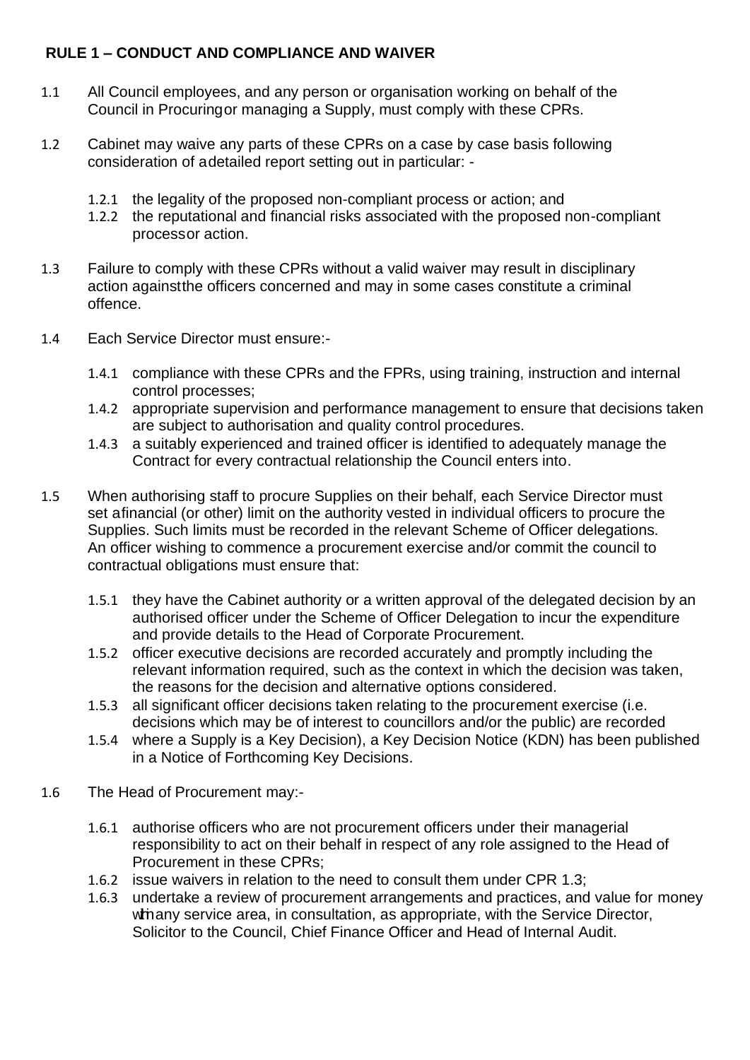## RULE 1 – CONDUCT AND COMPLIANCE AND WAIVER

1.1 All Council employees, and any person or organisation working on behalf of the Council in Procuring or managing a Supply, must comply with these CPRs.

1.2 Cabinet may waive any parts of these CPRs on a case by case basis following consideration of a detailed report setting out in particular: -

1.2.1 the legality of the proposed non-compliant process or action; and

1.2.2 the reputational and financial risks associated with the proposed non-compliant process or action.

1.3 Failure to comply with these CPRs without a valid waiver may result in disciplinary action against the officers concerned and may in some cases constitute a criminal offence.

1.4 Each Service Director must ensure:-

1.4.1 compliance with these CPRs and the FPRs, using training, instruction and internal control processes;

1.4.2 appropriate supervision and performance management to ensure that decisions taken are subject to authorisation and quality control procedures.

1.4.3 a suitably experienced and trained officer is identified to adequately manage the Contract for every contractual relationship the Council enters into.

1.5 When authorising staff to procure Supplies on their behalf, each Service Director must set a financial (or other) limit on the authority vested in individual officers to procure the Supplies. Such limits must be recorded in the relevant Scheme of Officer delegations. An officer wishing to commence a procurement exercise and/or commit the council to contractual obligations must ensure that:

1.5.1 they have the Cabinet authority or a written approval of the delegated decision by an authorised officer under the Scheme of Officer Delegation to incur the expenditure and provide details to the Head of Corporate Procurement.

1.5.2 officer executive decisions are recorded accurately and promptly including the relevant information required, such as the context in which the decision was taken, the reasons for the decision and alternative options considered.

1.5.3 all significant officer decisions taken relating to the procurement exercise (i.e. decisions which may be of interest to councillors and/or the public) are recorded

1.5.4 where a Supply is a Key Decision), a Key Decision Notice (KDN) has been published in a Notice of Forthcoming Key Decisions.

1.6 The Head of Procurement may:-

1.6.1 authorise officers who are not procurement officers under their managerial responsibility to act on their behalf in respect of any role assigned to the Head of Procurement in these CPRs;

1.6.2 issue waivers in relation to the need to consult them under CPR 1.3;

1.6.3 undertake a review of procurement arrangements and practices, and value for money within any service area, in consultation, as appropriate, with the Service Director, Solicitor to the Council, Chief Finance Officer and Head of Internal Audit.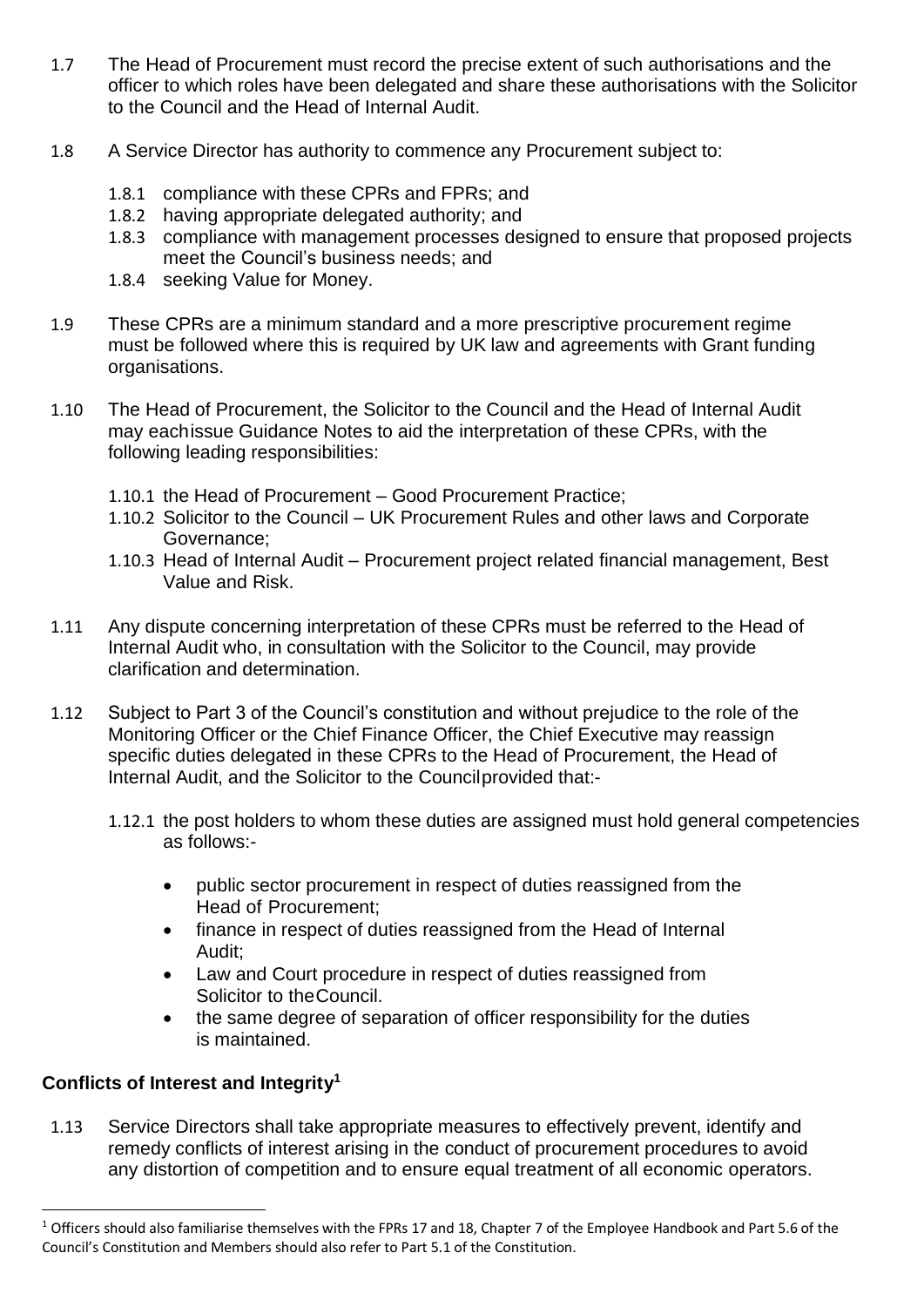1.7 The Head of Procurement must record the precise extent of such authorisations and the officer to which roles have been delegated and share these authorisations with the Solicitor to the Council and the Head of Internal Audit.

1.8 A Service Director has authority to commence any Procurement subject to:

1.8.1 compliance with these CPRs and FPRs; and
1.8.2 having appropriate delegated authority; and
1.8.3 compliance with management processes designed to ensure that proposed projects meet the Council's business needs; and
1.8.4 seeking Value for Money.

1.9 These CPRs are a minimum standard and a more prescriptive procurement regime must be followed where this is required by UK law and agreements with Grant funding organisations.

1.10 The Head of Procurement, the Solicitor to the Council and the Head of Internal Audit may eachissue Guidance Notes to aid the interpretation of these CPRs, with the following leading responsibilities:

1.10.1 the Head of Procurement – Good Procurement Practice;
1.10.2 Solicitor to the Council – UK Procurement Rules and other laws and Corporate Governance;
1.10.3 Head of Internal Audit – Procurement project related financial management, Best Value and Risk.

1.11 Any dispute concerning interpretation of these CPRs must be referred to the Head of Internal Audit who, in consultation with the Solicitor to the Council, may provide clarification and determination.

1.12 Subject to Part 3 of the Council's constitution and without prejudice to the role of the Monitoring Officer or the Chief Finance Officer, the Chief Executive may reassign specific duties delegated in these CPRs to the Head of Procurement, the Head of Internal Audit, and the Solicitor to the Councilprovided that:-

1.12.1 the post holders to whom these duties are assigned must hold general competencies as follows:-

- public sector procurement in respect of duties reassigned from the Head of Procurement;
- finance in respect of duties reassigned from the Head of Internal Audit;
- Law and Court procedure in respect of duties reassigned from Solicitor to theCouncil.
- the same degree of separation of officer responsibility for the duties is maintained.

**Conflicts of Interest and Integrity**[1]

1.13 Service Directors shall take appropriate measures to effectively prevent, identify and remedy conflicts of interest arising in the conduct of procurement procedures to avoid any distortion of competition and to ensure equal treatment of all economic operators.

[1] Officers should also familiarise themselves with the FPRs 17 and 18, Chapter 7 of the Employee Handbook and Part 5.6 of the Council's Constitution and Members should also refer to Part 5.1 of the Constitution.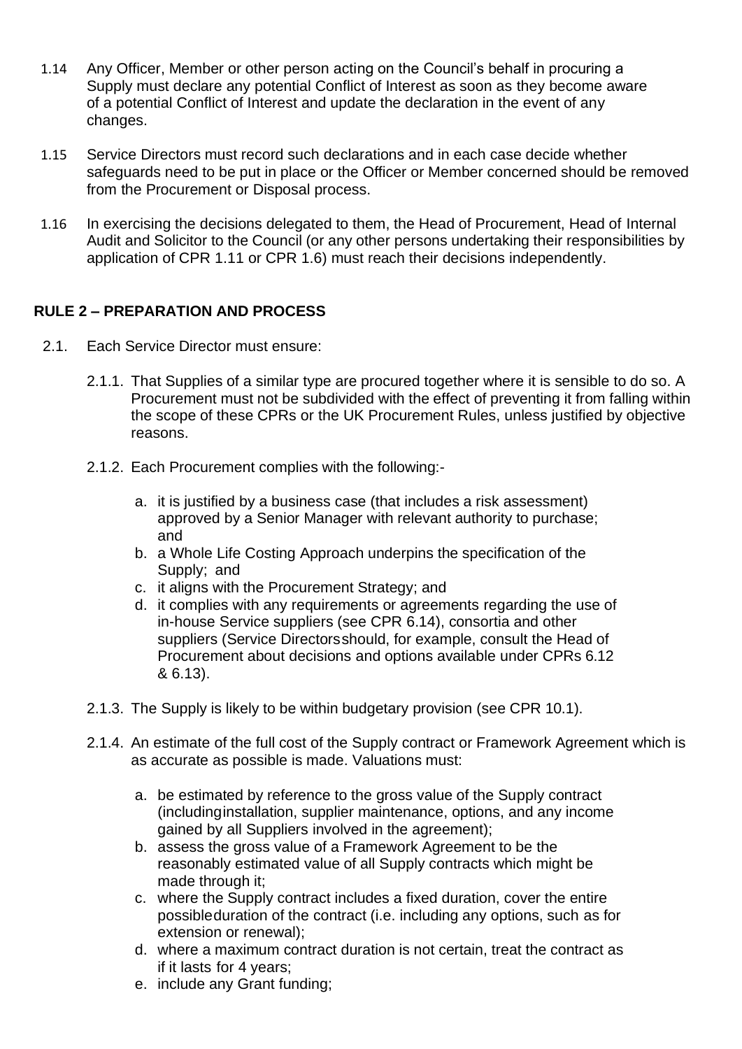1.14 Any Officer, Member or other person acting on the Council's behalf in procuring a Supply must declare any potential Conflict of Interest as soon as they become aware of a potential Conflict of Interest and update the declaration in the event of any changes.

1.15 Service Directors must record such declarations and in each case decide whether safeguards need to be put in place or the Officer or Member concerned should be removed from the Procurement or Disposal process.

1.16 In exercising the decisions delegated to them, the Head of Procurement, Head of Internal Audit and Solicitor to the Council (or any other persons undertaking their responsibilities by application of CPR 1.11 or CPR 1.6) must reach their decisions independently.

## RULE 2 – PREPARATION AND PROCESS

2.1. Each Service Director must ensure:

2.1.1. That Supplies of a similar type are procured together where it is sensible to do so. A Procurement must not be subdivided with the effect of preventing it from falling within the scope of these CPRs or the UK Procurement Rules, unless justified by objective reasons.

2.1.2. Each Procurement complies with the following:-

a. it is justified by a business case (that includes a risk assessment) approved by a Senior Manager with relevant authority to purchase; and
b. a Whole Life Costing Approach underpins the specification of the Supply; and
c. it aligns with the Procurement Strategy; and
d. it complies with any requirements or agreements regarding the use of in-house Service suppliers (see CPR 6.14), consortia and other suppliers (Service Directorsshould, for example, consult the Head of Procurement about decisions and options available under CPRs 6.12 & 6.13).

2.1.3. The Supply is likely to be within budgetary provision (see CPR 10.1).

2.1.4. An estimate of the full cost of the Supply contract or Framework Agreement which is as accurate as possible is made. Valuations must:

a. be estimated by reference to the gross value of the Supply contract (includinginstallation, supplier maintenance, options, and any income gained by all Suppliers involved in the agreement);
b. assess the gross value of a Framework Agreement to be the reasonably estimated value of all Supply contracts which might be made through it;
c. where the Supply contract includes a fixed duration, cover the entire possibleduration of the contract (i.e. including any options, such as for extension or renewal);
d. where a maximum contract duration is not certain, treat the contract as if it lasts for 4 years;
e. include any Grant funding;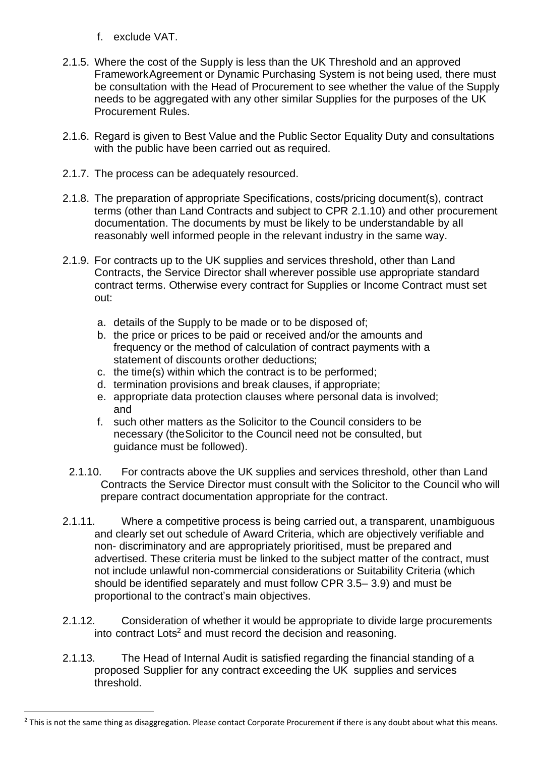f. exclude VAT.

2.1.5. Where the cost of the Supply is less than the UK Threshold and an approved FrameworkAgreement or Dynamic Purchasing System is not being used, there must be consultation with the Head of Procurement to see whether the value of the Supply needs to be aggregated with any other similar Supplies for the purposes of the UK Procurement Rules.

2.1.6. Regard is given to Best Value and the Public Sector Equality Duty and consultations with the public have been carried out as required.

2.1.7. The process can be adequately resourced.

2.1.8. The preparation of appropriate Specifications, costs/pricing document(s), contract terms (other than Land Contracts and subject to CPR 2.1.10) and other procurement documentation. The documents by must be likely to be understandable by all reasonably well informed people in the relevant industry in the same way.

2.1.9. For contracts up to the UK supplies and services threshold, other than Land Contracts, the Service Director shall wherever possible use appropriate standard contract terms. Otherwise every contract for Supplies or Income Contract must set out:

a. details of the Supply to be made or to be disposed of;
b. the price or prices to be paid or received and/or the amounts and frequency or the method of calculation of contract payments with a statement of discounts orother deductions;
c. the time(s) within which the contract is to be performed;
d. termination provisions and break clauses, if appropriate;
e. appropriate data protection clauses where personal data is involved; and
f. such other matters as the Solicitor to the Council considers to be necessary (theSolicitor to the Council need not be consulted, but guidance must be followed).

2.1.10. For contracts above the UK supplies and services threshold, other than Land Contracts the Service Director must consult with the Solicitor to the Council who will prepare contract documentation appropriate for the contract.

2.1.11. Where a competitive process is being carried out, a transparent, unambiguous and clearly set out schedule of Award Criteria, which are objectively verifiable and non- discriminatory and are appropriately prioritised, must be prepared and advertised. These criteria must be linked to the subject matter of the contract, must not include unlawful non-commercial considerations or Suitability Criteria (which should be identified separately and must follow CPR 3.5– 3.9) and must be proportional to the contract's main objectives.

2.1.12. Consideration of whether it would be appropriate to divide large procurements into contract Lots[2] and must record the decision and reasoning.

2.1.13. The Head of Internal Audit is satisfied regarding the financial standing of a proposed Supplier for any contract exceeding the UK supplies and services threshold.

[2] This is not the same thing as disaggregation. Please contact Corporate Procurement if there is any doubt about what this means.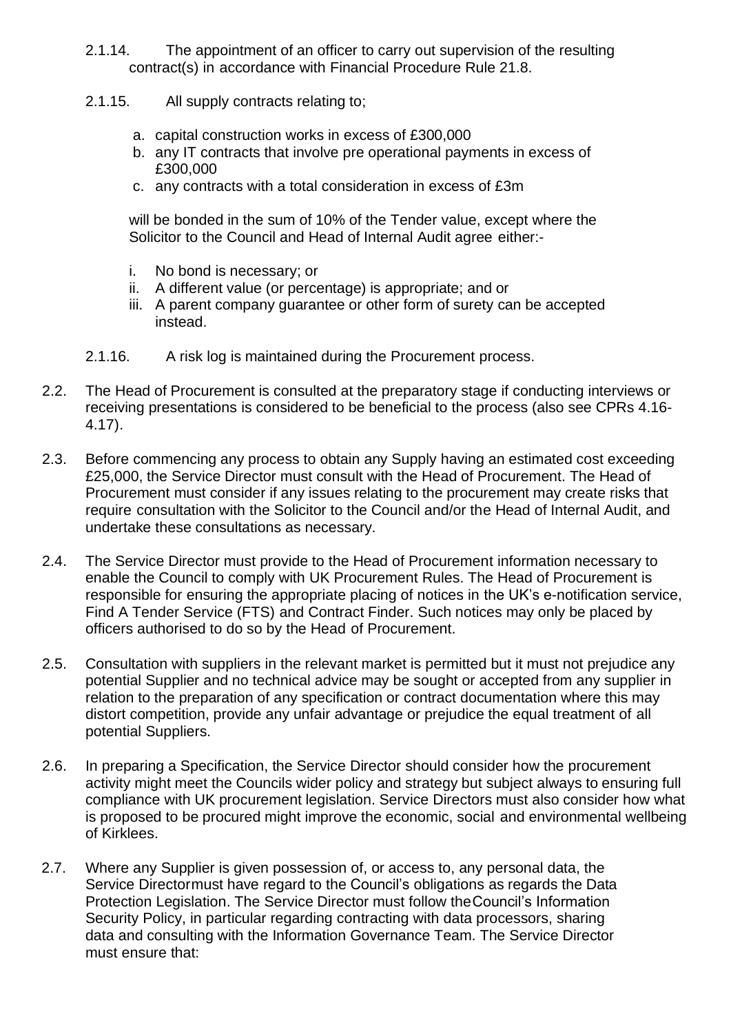2.1.14. The appointment of an officer to carry out supervision of the resulting contract(s) in accordance with Financial Procedure Rule 21.8.

2.1.15. All supply contracts relating to;

a. capital construction works in excess of £300,000
b. any IT contracts that involve pre operational payments in excess of £300,000
c. any contracts with a total consideration in excess of £3m

will be bonded in the sum of 10% of the Tender value, except where the Solicitor to the Council and Head of Internal Audit agree either:-

i. No bond is necessary; or
ii. A different value (or percentage) is appropriate; and or
iii. A parent company guarantee or other form of surety can be accepted instead.

2.1.16. A risk log is maintained during the Procurement process.

2.2. The Head of Procurement is consulted at the preparatory stage if conducting interviews or receiving presentations is considered to be beneficial to the process (also see CPRs 4.16-4.17).

2.3. Before commencing any process to obtain any Supply having an estimated cost exceeding £25,000, the Service Director must consult with the Head of Procurement. The Head of Procurement must consider if any issues relating to the procurement may create risks that require consultation with the Solicitor to the Council and/or the Head of Internal Audit, and undertake these consultations as necessary.

2.4. The Service Director must provide to the Head of Procurement information necessary to enable the Council to comply with UK Procurement Rules. The Head of Procurement is responsible for ensuring the appropriate placing of notices in the UK's e-notification service, Find A Tender Service (FTS) and Contract Finder. Such notices may only be placed by officers authorised to do so by the Head of Procurement.

2.5. Consultation with suppliers in the relevant market is permitted but it must not prejudice any potential Supplier and no technical advice may be sought or accepted from any supplier in relation to the preparation of any specification or contract documentation where this may distort competition, provide any unfair advantage or prejudice the equal treatment of all potential Suppliers.

2.6. In preparing a Specification, the Service Director should consider how the procurement activity might meet the Councils wider policy and strategy but subject always to ensuring full compliance with UK procurement legislation. Service Directors must also consider how what is proposed to be procured might improve the economic, social and environmental wellbeing of Kirklees.

2.7. Where any Supplier is given possession of, or access to, any personal data, the Service Director must have regard to the Council's obligations as regards the Data Protection Legislation. The Service Director must follow the Council's Information Security Policy, in particular regarding contracting with data processors, sharing data and consulting with the Information Governance Team. The Service Director must ensure that: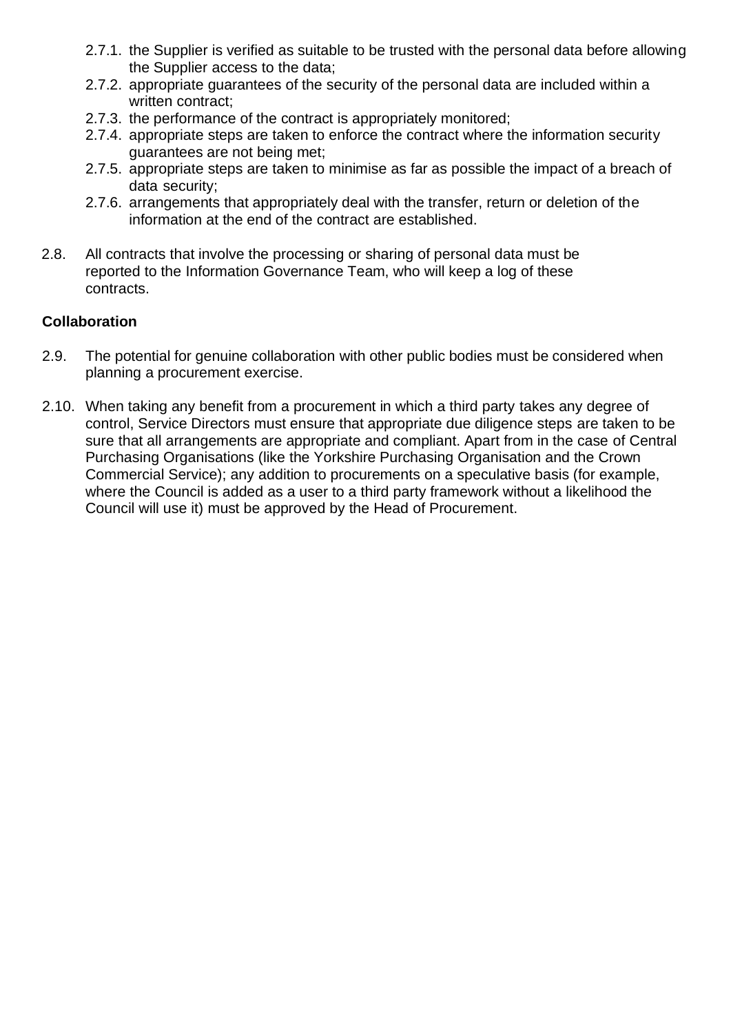- 2.7.1. the Supplier is verified as suitable to be trusted with the personal data before allowing the Supplier access to the data;
- 2.7.2. appropriate guarantees of the security of the personal data are included within a written contract;
- 2.7.3. the performance of the contract is appropriately monitored;
- 2.7.4. appropriate steps are taken to enforce the contract where the information security guarantees are not being met;
- 2.7.5. appropriate steps are taken to minimise as far as possible the impact of a breach of data security;
- 2.7.6. arrangements that appropriately deal with the transfer, return or deletion of the information at the end of the contract are established.

2.8. All contracts that involve the processing or sharing of personal data must be reported to the Information Governance Team, who will keep a log of these contracts.

**Collaboration**

2.9. The potential for genuine collaboration with other public bodies must be considered when planning a procurement exercise.

2.10. When taking any benefit from a procurement in which a third party takes any degree of control, Service Directors must ensure that appropriate due diligence steps are taken to be sure that all arrangements are appropriate and compliant. Apart from in the case of Central Purchasing Organisations (like the Yorkshire Purchasing Organisation and the Crown Commercial Service); any addition to procurements on a speculative basis (for example, where the Council is added as a user to a third party framework without a likelihood the Council will use it) must be approved by the Head of Procurement.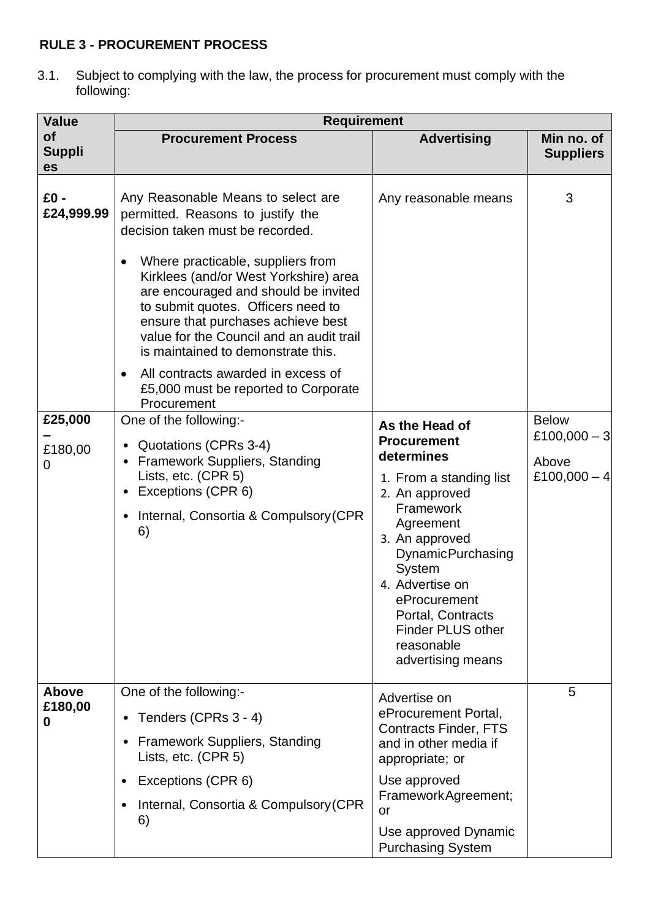**RULE 3 - PROCUREMENT PROCESS**

3.1. Subject to complying with the law, the process for procurement must comply with the following:

| Value of Supplies | Requirement | | |
|---|---|---|---|
| | **Procurement Process** | **Advertising** | **Min no. of Suppliers** |
| **£0 - £24,999.99** | Any Reasonable Means to select are permitted. Reasons to justify the decision taken must be recorded.<br><br>• Where practicable, suppliers from Kirklees (and/or West Yorkshire) area are encouraged and should be invited to submit quotes. Officers need to ensure that purchases achieve best value for the Council and an audit trail is maintained to demonstrate this.<br>• All contracts awarded in excess of £5,000 must be reported to Corporate Procurement | Any reasonable means | 3 |
| **£25,000 –** £180,000 | One of the following:-<br>• Quotations (CPRs 3-4)<br>• Framework Suppliers, Standing Lists, etc. (CPR 5)<br>• Exceptions (CPR 6)<br>• Internal, Consortia & Compulsory(CPR 6) | **As the Head of Procurement determines**<br>1. From a standing list<br>2. An approved Framework Agreement<br>3. An approved DynamicPurchasing System<br>4. Advertise on eProcurement Portal, Contracts Finder PLUS other reasonable advertising means | Below £100,000 – 3<br><br>Above £100,000 – 4 |
| **Above £180,000** | One of the following:-<br>• Tenders (CPRs 3 - 4)<br>• Framework Suppliers, Standing Lists, etc. (CPR 5)<br>• Exceptions (CPR 6)<br>• Internal, Consortia & Compulsory(CPR 6) | Advertise on eProcurement Portal, Contracts Finder, FTS and in other media if appropriate; or<br><br>Use approved FrameworkAgreement; or<br><br>Use approved Dynamic Purchasing System | 5 |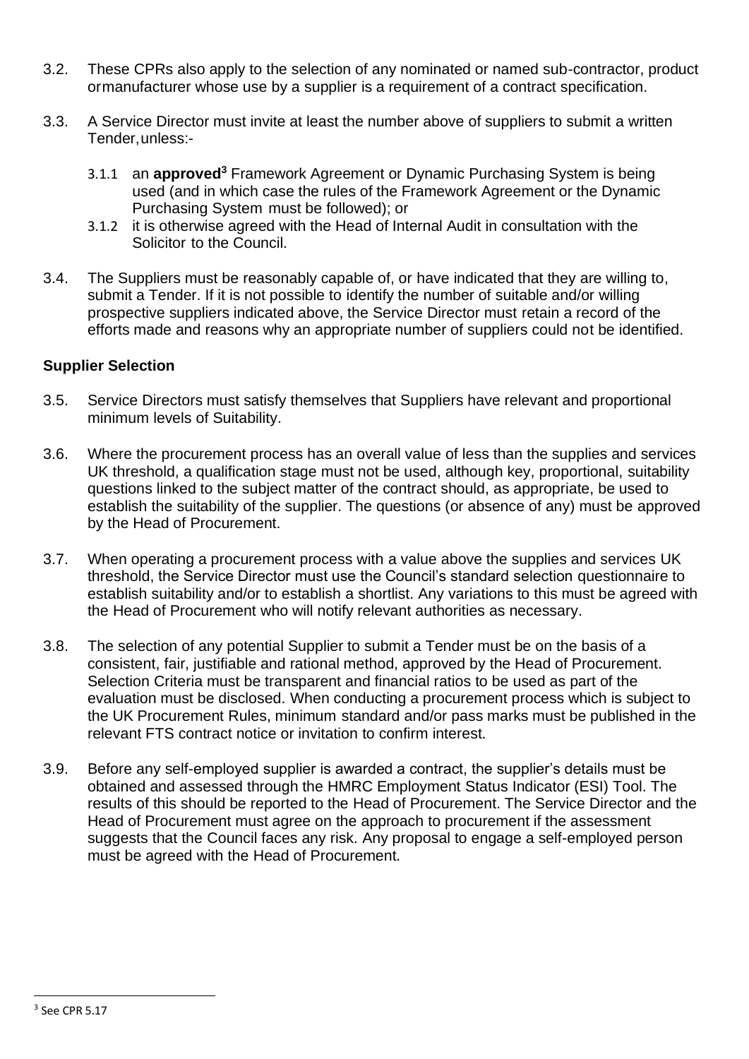3.2. These CPRs also apply to the selection of any nominated or named sub-contractor, product ormanufacturer whose use by a supplier is a requirement of a contract specification.

3.3. A Service Director must invite at least the number above of suppliers to submit a written Tender,unless:-

 3.1.1 an **approved**[3] Framework Agreement or Dynamic Purchasing System is being used (and in which case the rules of the Framework Agreement or the Dynamic Purchasing System must be followed); or

 3.1.2 it is otherwise agreed with the Head of Internal Audit in consultation with the Solicitor to the Council.

3.4. The Suppliers must be reasonably capable of, or have indicated that they are willing to, submit a Tender. If it is not possible to identify the number of suitable and/or willing prospective suppliers indicated above, the Service Director must retain a record of the efforts made and reasons why an appropriate number of suppliers could not be identified.

### Supplier Selection

3.5. Service Directors must satisfy themselves that Suppliers have relevant and proportional minimum levels of Suitability.

3.6. Where the procurement process has an overall value of less than the supplies and services UK threshold, a qualification stage must not be used, although key, proportional, suitability questions linked to the subject matter of the contract should, as appropriate, be used to establish the suitability of the supplier. The questions (or absence of any) must be approved by the Head of Procurement.

3.7. When operating a procurement process with a value above the supplies and services UK threshold, the Service Director must use the Council's standard selection questionnaire to establish suitability and/or to establish a shortlist. Any variations to this must be agreed with the Head of Procurement who will notify relevant authorities as necessary.

3.8. The selection of any potential Supplier to submit a Tender must be on the basis of a consistent, fair, justifiable and rational method, approved by the Head of Procurement. Selection Criteria must be transparent and financial ratios to be used as part of the evaluation must be disclosed. When conducting a procurement process which is subject to the UK Procurement Rules, minimum standard and/or pass marks must be published in the relevant FTS contract notice or invitation to confirm interest.

3.9. Before any self-employed supplier is awarded a contract, the supplier's details must be obtained and assessed through the HMRC Employment Status Indicator (ESI) Tool. The results of this should be reported to the Head of Procurement. The Service Director and the Head of Procurement must agree on the approach to procurement if the assessment suggests that the Council faces any risk. Any proposal to engage a self-employed person must be agreed with the Head of Procurement.

[3] See CPR 5.17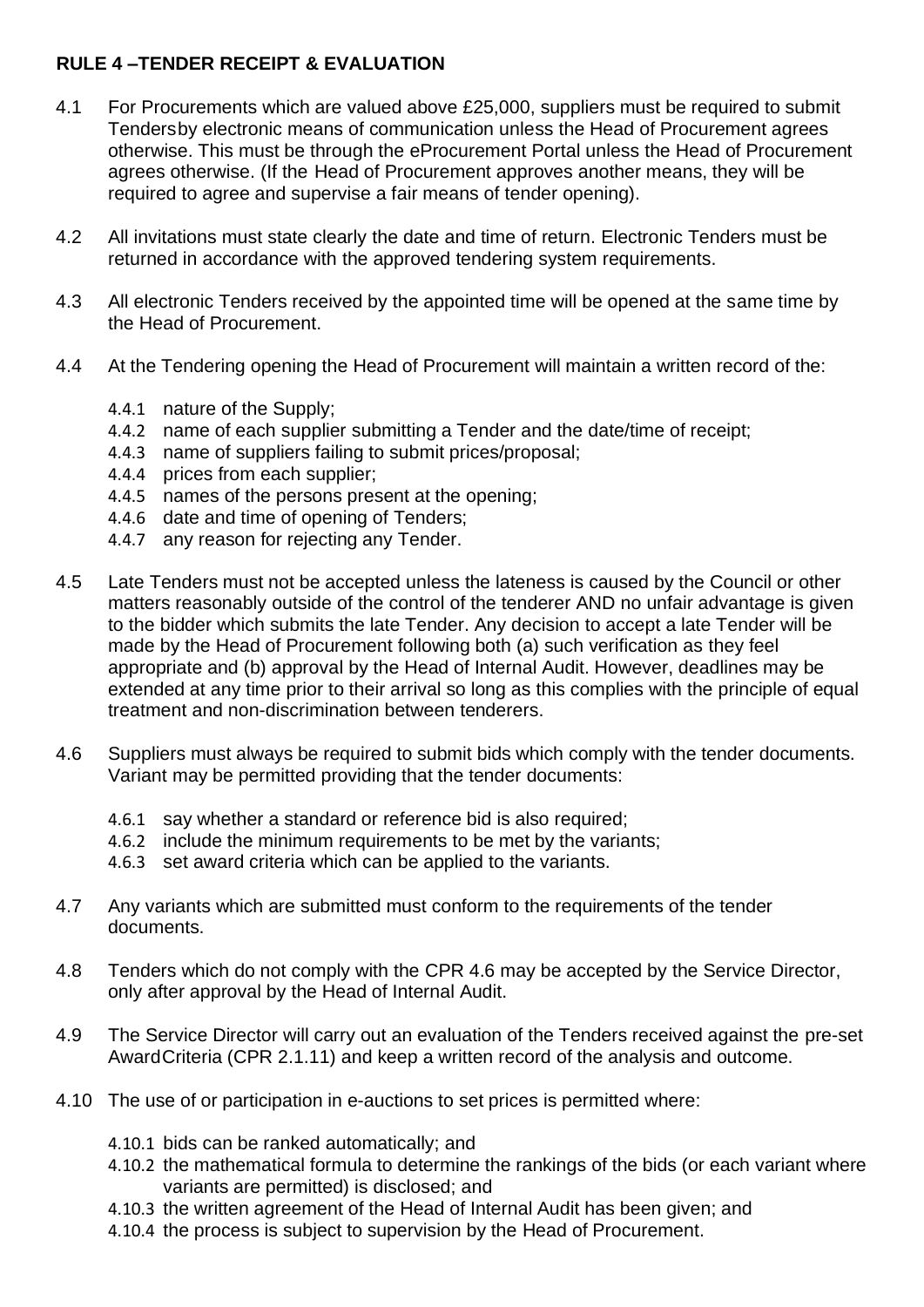## RULE 4 –TENDER RECEIPT & EVALUATION

4.1 For Procurements which are valued above £25,000, suppliers must be required to submit Tendersby electronic means of communication unless the Head of Procurement agrees otherwise. This must be through the eProcurement Portal unless the Head of Procurement agrees otherwise. (If the Head of Procurement approves another means, they will be required to agree and supervise a fair means of tender opening).

4.2 All invitations must state clearly the date and time of return. Electronic Tenders must be returned in accordance with the approved tendering system requirements.

4.3 All electronic Tenders received by the appointed time will be opened at the same time by the Head of Procurement.

4.4 At the Tendering opening the Head of Procurement will maintain a written record of the:

- 4.4.1 nature of the Supply;
- 4.4.2 name of each supplier submitting a Tender and the date/time of receipt;
- 4.4.3 name of suppliers failing to submit prices/proposal;
- 4.4.4 prices from each supplier;
- 4.4.5 names of the persons present at the opening;
- 4.4.6 date and time of opening of Tenders;
- 4.4.7 any reason for rejecting any Tender.

4.5 Late Tenders must not be accepted unless the lateness is caused by the Council or other matters reasonably outside of the control of the tenderer AND no unfair advantage is given to the bidder which submits the late Tender. Any decision to accept a late Tender will be made by the Head of Procurement following both (a) such verification as they feel appropriate and (b) approval by the Head of Internal Audit. However, deadlines may be extended at any time prior to their arrival so long as this complies with the principle of equal treatment and non-discrimination between tenderers.

4.6 Suppliers must always be required to submit bids which comply with the tender documents. Variant may be permitted providing that the tender documents:

- 4.6.1 say whether a standard or reference bid is also required;
- 4.6.2 include the minimum requirements to be met by the variants;
- 4.6.3 set award criteria which can be applied to the variants.

4.7 Any variants which are submitted must conform to the requirements of the tender documents.

4.8 Tenders which do not comply with the CPR 4.6 may be accepted by the Service Director, only after approval by the Head of Internal Audit.

4.9 The Service Director will carry out an evaluation of the Tenders received against the pre-set AwardCriteria (CPR 2.1.11) and keep a written record of the analysis and outcome.

4.10 The use of or participation in e-auctions to set prices is permitted where:

- 4.10.1 bids can be ranked automatically; and
- 4.10.2 the mathematical formula to determine the rankings of the bids (or each variant where variants are permitted) is disclosed; and
- 4.10.3 the written agreement of the Head of Internal Audit has been given; and
- 4.10.4 the process is subject to supervision by the Head of Procurement.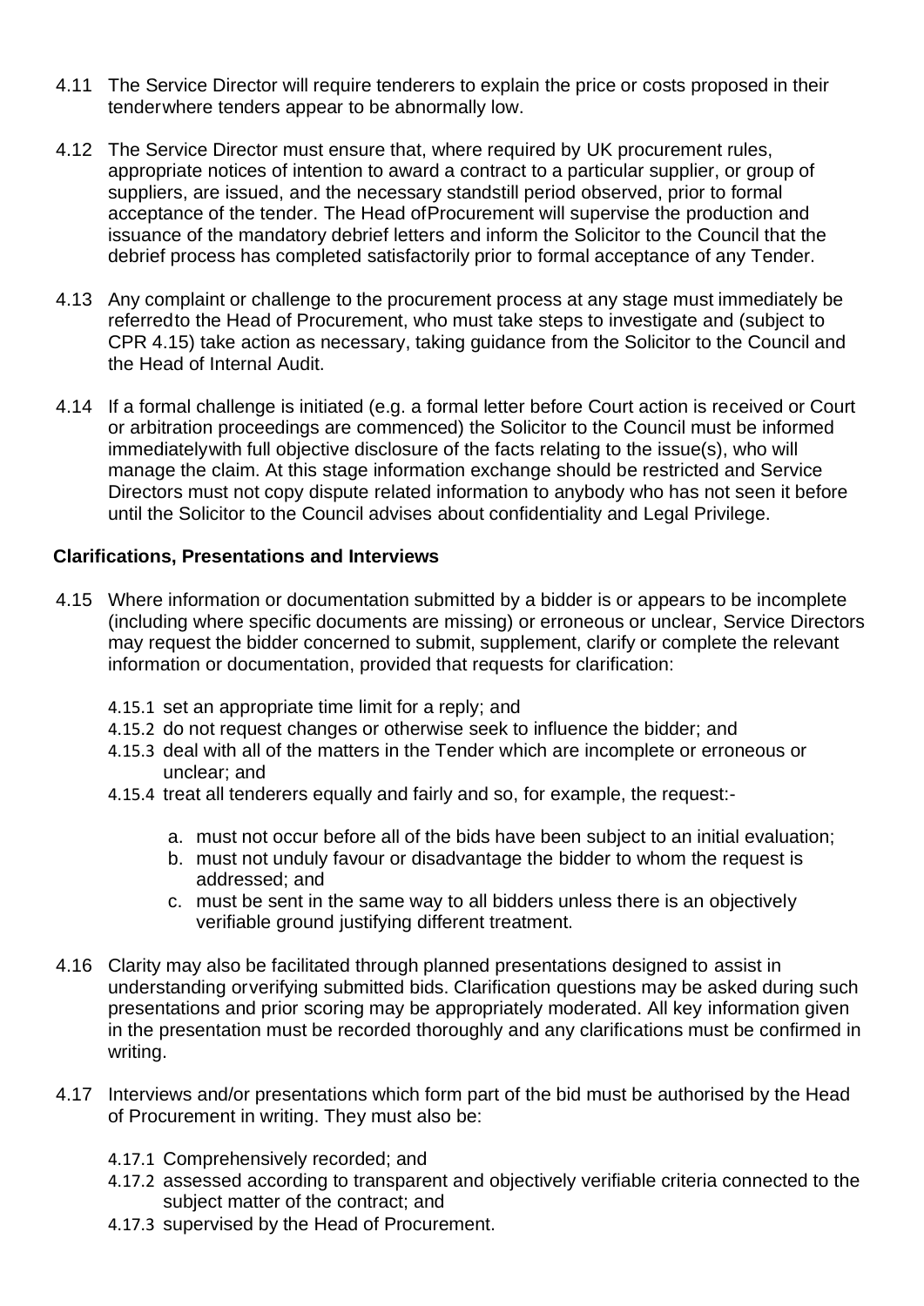4.11 The Service Director will require tenderers to explain the price or costs proposed in their tenderwhere tenders appear to be abnormally low.

4.12 The Service Director must ensure that, where required by UK procurement rules, appropriate notices of intention to award a contract to a particular supplier, or group of suppliers, are issued, and the necessary standstill period observed, prior to formal acceptance of the tender. The Head ofProcurement will supervise the production and issuance of the mandatory debrief letters and inform the Solicitor to the Council that the debrief process has completed satisfactorily prior to formal acceptance of any Tender.

4.13 Any complaint or challenge to the procurement process at any stage must immediately be referredto the Head of Procurement, who must take steps to investigate and (subject to CPR 4.15) take action as necessary, taking guidance from the Solicitor to the Council and the Head of Internal Audit.

4.14 If a formal challenge is initiated (e.g. a formal letter before Court action is received or Court or arbitration proceedings are commenced) the Solicitor to the Council must be informed immediatelywith full objective disclosure of the facts relating to the issue(s), who will manage the claim. At this stage information exchange should be restricted and Service Directors must not copy dispute related information to anybody who has not seen it before until the Solicitor to the Council advises about confidentiality and Legal Privilege.

**Clarifications, Presentations and Interviews**

4.15 Where information or documentation submitted by a bidder is or appears to be incomplete (including where specific documents are missing) or erroneous or unclear, Service Directors may request the bidder concerned to submit, supplement, clarify or complete the relevant information or documentation, provided that requests for clarification:

- 4.15.1 set an appropriate time limit for a reply; and
- 4.15.2 do not request changes or otherwise seek to influence the bidder; and
- 4.15.3 deal with all of the matters in the Tender which are incomplete or erroneous or unclear; and
- 4.15.4 treat all tenderers equally and fairly and so, for example, the request:-
    - a. must not occur before all of the bids have been subject to an initial evaluation;
    - b. must not unduly favour or disadvantage the bidder to whom the request is addressed; and
    - c. must be sent in the same way to all bidders unless there is an objectively verifiable ground justifying different treatment.

4.16 Clarity may also be facilitated through planned presentations designed to assist in understanding orverifying submitted bids. Clarification questions may be asked during such presentations and prior scoring may be appropriately moderated. All key information given in the presentation must be recorded thoroughly and any clarifications must be confirmed in writing.

4.17 Interviews and/or presentations which form part of the bid must be authorised by the Head of Procurement in writing. They must also be:

- 4.17.1 Comprehensively recorded; and
- 4.17.2 assessed according to transparent and objectively verifiable criteria connected to the subject matter of the contract; and
- 4.17.3 supervised by the Head of Procurement.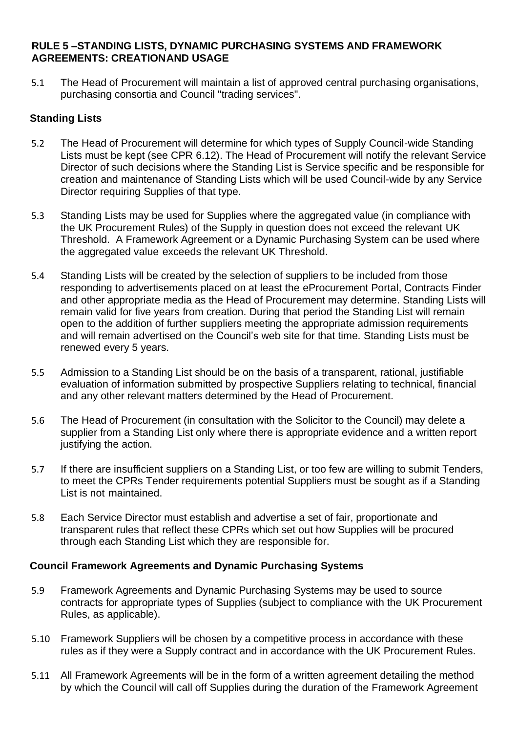## RULE 5 –STANDING LISTS, DYNAMIC PURCHASING SYSTEMS AND FRAMEWORK AGREEMENTS: CREATIONAND USAGE

5.1 The Head of Procurement will maintain a list of approved central purchasing organisations, purchasing consortia and Council "trading services".

### Standing Lists

5.2 The Head of Procurement will determine for which types of Supply Council-wide Standing Lists must be kept (see CPR 6.12). The Head of Procurement will notify the relevant Service Director of such decisions where the Standing List is Service specific and be responsible for creation and maintenance of Standing Lists which will be used Council-wide by any Service Director requiring Supplies of that type.

5.3 Standing Lists may be used for Supplies where the aggregated value (in compliance with the UK Procurement Rules) of the Supply in question does not exceed the relevant UK Threshold. A Framework Agreement or a Dynamic Purchasing System can be used where the aggregated value exceeds the relevant UK Threshold.

5.4 Standing Lists will be created by the selection of suppliers to be included from those responding to advertisements placed on at least the eProcurement Portal, Contracts Finder and other appropriate media as the Head of Procurement may determine. Standing Lists will remain valid for five years from creation. During that period the Standing List will remain open to the addition of further suppliers meeting the appropriate admission requirements and will remain advertised on the Council's web site for that time. Standing Lists must be renewed every 5 years.

5.5 Admission to a Standing List should be on the basis of a transparent, rational, justifiable evaluation of information submitted by prospective Suppliers relating to technical, financial and any other relevant matters determined by the Head of Procurement.

5.6 The Head of Procurement (in consultation with the Solicitor to the Council) may delete a supplier from a Standing List only where there is appropriate evidence and a written report justifying the action.

5.7 If there are insufficient suppliers on a Standing List, or too few are willing to submit Tenders, to meet the CPRs Tender requirements potential Suppliers must be sought as if a Standing List is not maintained.

5.8 Each Service Director must establish and advertise a set of fair, proportionate and transparent rules that reflect these CPRs which set out how Supplies will be procured through each Standing List which they are responsible for.

### Council Framework Agreements and Dynamic Purchasing Systems

5.9 Framework Agreements and Dynamic Purchasing Systems may be used to source contracts for appropriate types of Supplies (subject to compliance with the UK Procurement Rules, as applicable).

5.10 Framework Suppliers will be chosen by a competitive process in accordance with these rules as if they were a Supply contract and in accordance with the UK Procurement Rules.

5.11 All Framework Agreements will be in the form of a written agreement detailing the method by which the Council will call off Supplies during the duration of the Framework Agreement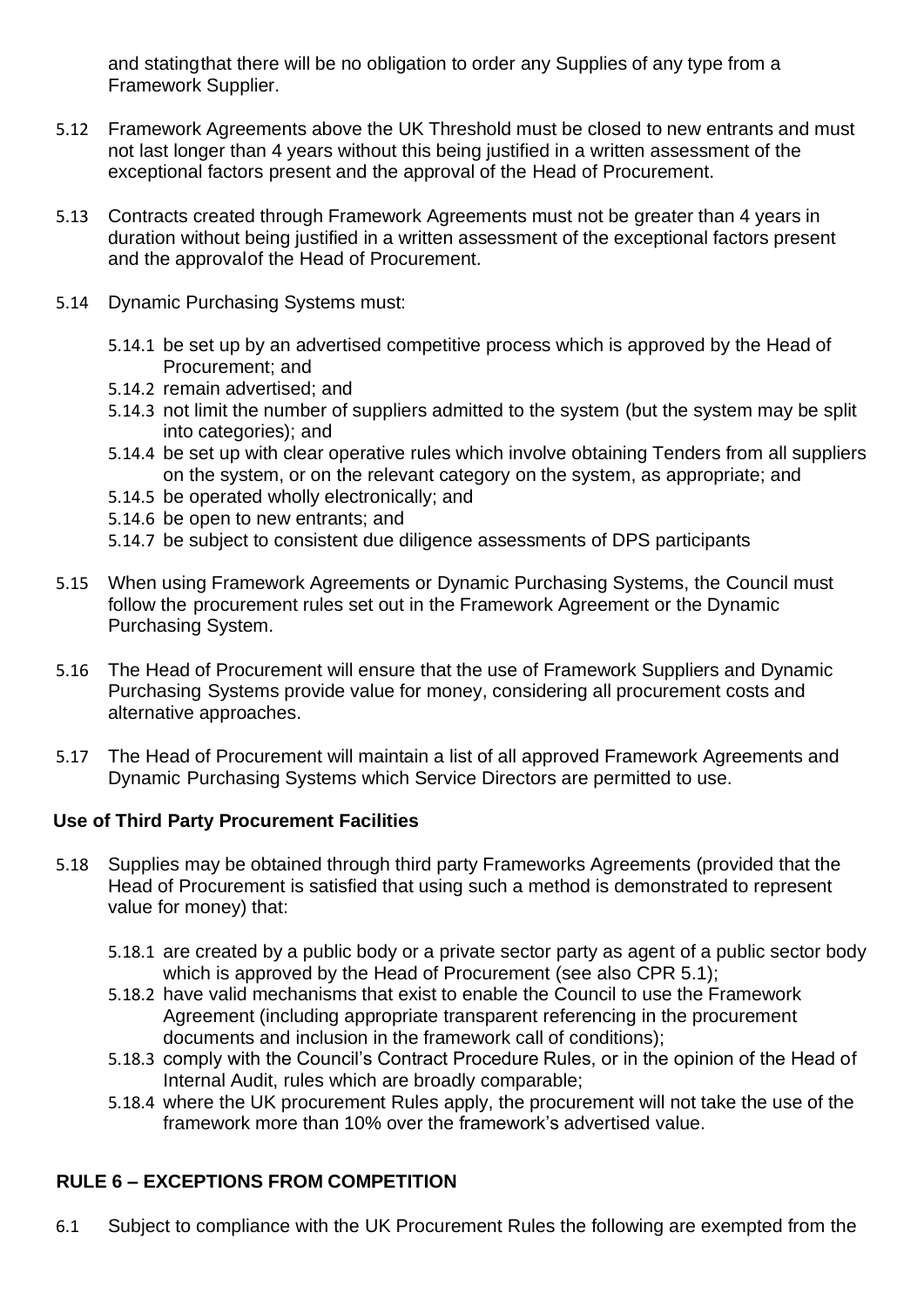and statingthat there will be no obligation to order any Supplies of any type from a Framework Supplier.

5.12 Framework Agreements above the UK Threshold must be closed to new entrants and must not last longer than 4 years without this being justified in a written assessment of the exceptional factors present and the approval of the Head of Procurement.

5.13 Contracts created through Framework Agreements must not be greater than 4 years in duration without being justified in a written assessment of the exceptional factors present and the approvalof the Head of Procurement.

5.14 Dynamic Purchasing Systems must:

- 5.14.1 be set up by an advertised competitive process which is approved by the Head of Procurement; and
- 5.14.2 remain advertised; and
- 5.14.3 not limit the number of suppliers admitted to the system (but the system may be split into categories); and
- 5.14.4 be set up with clear operative rules which involve obtaining Tenders from all suppliers on the system, or on the relevant category on the system, as appropriate; and
- 5.14.5 be operated wholly electronically; and
- 5.14.6 be open to new entrants; and
- 5.14.7 be subject to consistent due diligence assessments of DPS participants

5.15 When using Framework Agreements or Dynamic Purchasing Systems, the Council must follow the procurement rules set out in the Framework Agreement or the Dynamic Purchasing System.

5.16 The Head of Procurement will ensure that the use of Framework Suppliers and Dynamic Purchasing Systems provide value for money, considering all procurement costs and alternative approaches.

5.17 The Head of Procurement will maintain a list of all approved Framework Agreements and Dynamic Purchasing Systems which Service Directors are permitted to use.

### Use of Third Party Procurement Facilities

5.18 Supplies may be obtained through third party Frameworks Agreements (provided that the Head of Procurement is satisfied that using such a method is demonstrated to represent value for money) that:

- 5.18.1 are created by a public body or a private sector party as agent of a public sector body which is approved by the Head of Procurement (see also CPR 5.1);
- 5.18.2 have valid mechanisms that exist to enable the Council to use the Framework Agreement (including appropriate transparent referencing in the procurement documents and inclusion in the framework call of conditions);
- 5.18.3 comply with the Council's Contract Procedure Rules, or in the opinion of the Head of Internal Audit, rules which are broadly comparable;
- 5.18.4 where the UK procurement Rules apply, the procurement will not take the use of the framework more than 10% over the framework's advertised value.

## RULE 6 – EXCEPTIONS FROM COMPETITION

6.1 Subject to compliance with the UK Procurement Rules the following are exempted from the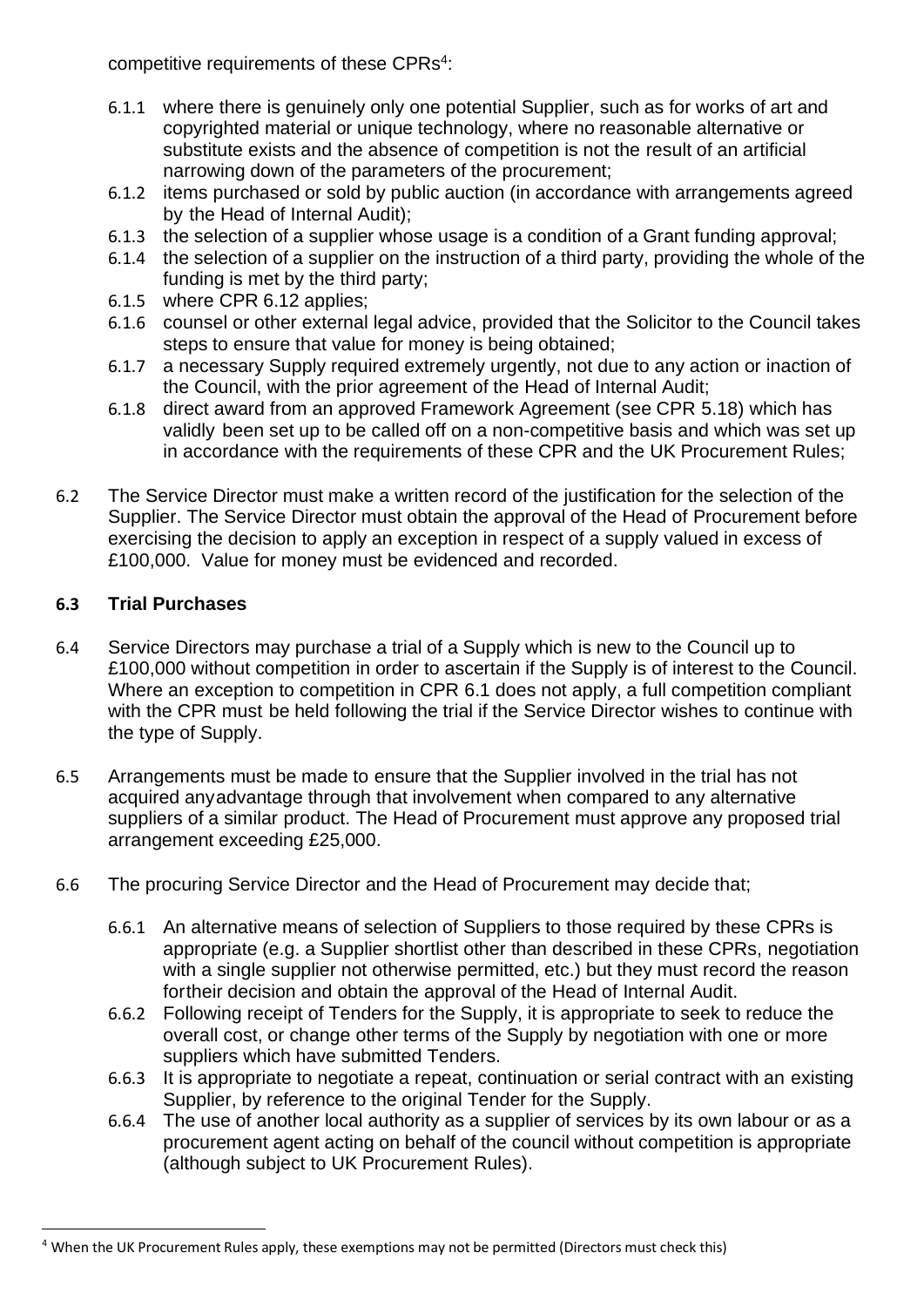competitive requirements of these CPRs[4]:

6.1.1 where there is genuinely only one potential Supplier, such as for works of art and copyrighted material or unique technology, where no reasonable alternative or substitute exists and the absence of competition is not the result of an artificial narrowing down of the parameters of the procurement;

6.1.2 items purchased or sold by public auction (in accordance with arrangements agreed by the Head of Internal Audit);

6.1.3 the selection of a supplier whose usage is a condition of a Grant funding approval;

6.1.4 the selection of a supplier on the instruction of a third party, providing the whole of the funding is met by the third party;

6.1.5 where CPR 6.12 applies;

6.1.6 counsel or other external legal advice, provided that the Solicitor to the Council takes steps to ensure that value for money is being obtained;

6.1.7 a necessary Supply required extremely urgently, not due to any action or inaction of the Council, with the prior agreement of the Head of Internal Audit;

6.1.8 direct award from an approved Framework Agreement (see CPR 5.18) which has validly been set up to be called off on a non-competitive basis and which was set up in accordance with the requirements of these CPR and the UK Procurement Rules;

6.2 The Service Director must make a written record of the justification for the selection of the Supplier. The Service Director must obtain the approval of the Head of Procurement before exercising the decision to apply an exception in respect of a supply valued in excess of £100,000. Value for money must be evidenced and recorded.

**6.3 Trial Purchases**

6.4 Service Directors may purchase a trial of a Supply which is new to the Council up to £100,000 without competition in order to ascertain if the Supply is of interest to the Council. Where an exception to competition in CPR 6.1 does not apply, a full competition compliant with the CPR must be held following the trial if the Service Director wishes to continue with the type of Supply.

6.5 Arrangements must be made to ensure that the Supplier involved in the trial has not acquired anyadvantage through that involvement when compared to any alternative suppliers of a similar product. The Head of Procurement must approve any proposed trial arrangement exceeding £25,000.

6.6 The procuring Service Director and the Head of Procurement may decide that;

6.6.1 An alternative means of selection of Suppliers to those required by these CPRs is appropriate (e.g. a Supplier shortlist other than described in these CPRs, negotiation with a single supplier not otherwise permitted, etc.) but they must record the reason fortheir decision and obtain the approval of the Head of Internal Audit.

6.6.2 Following receipt of Tenders for the Supply, it is appropriate to seek to reduce the overall cost, or change other terms of the Supply by negotiation with one or more suppliers which have submitted Tenders.

6.6.3 It is appropriate to negotiate a repeat, continuation or serial contract with an existing Supplier, by reference to the original Tender for the Supply.

6.6.4 The use of another local authority as a supplier of services by its own labour or as a procurement agent acting on behalf of the council without competition is appropriate (although subject to UK Procurement Rules).

[4] When the UK Procurement Rules apply, these exemptions may not be permitted (Directors must check this)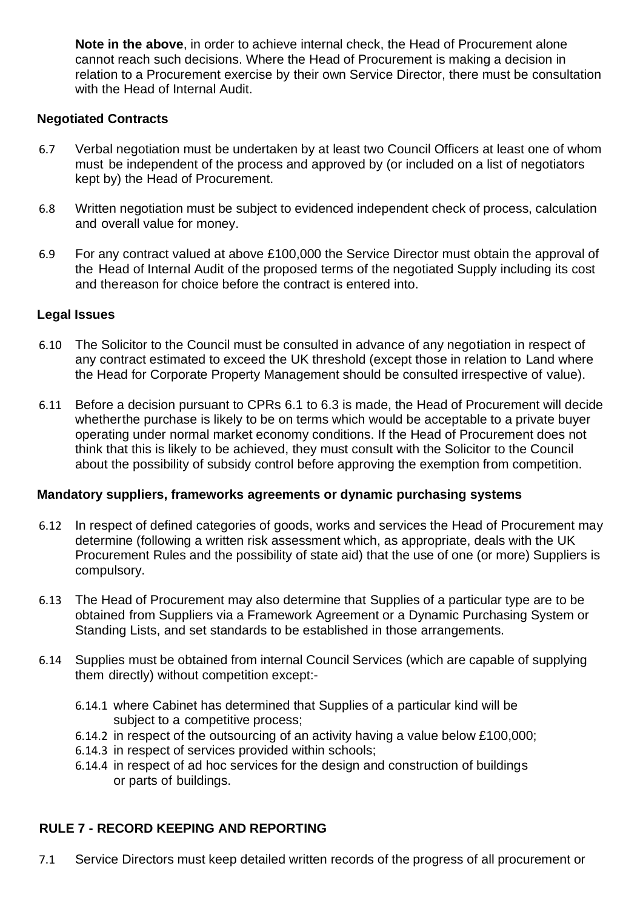**Note in the above**, in order to achieve internal check, the Head of Procurement alone cannot reach such decisions. Where the Head of Procurement is making a decision in relation to a Procurement exercise by their own Service Director, there must be consultation with the Head of Internal Audit.

**Negotiated Contracts**

6.7 Verbal negotiation must be undertaken by at least two Council Officers at least one of whom must be independent of the process and approved by (or included on a list of negotiators kept by) the Head of Procurement.

6.8 Written negotiation must be subject to evidenced independent check of process, calculation and overall value for money.

6.9 For any contract valued at above £100,000 the Service Director must obtain the approval of the Head of Internal Audit of the proposed terms of the negotiated Supply including its cost and thereason for choice before the contract is entered into.

**Legal Issues**

6.10 The Solicitor to the Council must be consulted in advance of any negotiation in respect of any contract estimated to exceed the UK threshold (except those in relation to Land where the Head for Corporate Property Management should be consulted irrespective of value).

6.11 Before a decision pursuant to CPRs 6.1 to 6.3 is made, the Head of Procurement will decide whetherthe purchase is likely to be on terms which would be acceptable to a private buyer operating under normal market economy conditions. If the Head of Procurement does not think that this is likely to be achieved, they must consult with the Solicitor to the Council about the possibility of subsidy control before approving the exemption from competition.

**Mandatory suppliers, frameworks agreements or dynamic purchasing systems**

6.12 In respect of defined categories of goods, works and services the Head of Procurement may determine (following a written risk assessment which, as appropriate, deals with the UK Procurement Rules and the possibility of state aid) that the use of one (or more) Suppliers is compulsory.

6.13 The Head of Procurement may also determine that Supplies of a particular type are to be obtained from Suppliers via a Framework Agreement or a Dynamic Purchasing System or Standing Lists, and set standards to be established in those arrangements.

6.14 Supplies must be obtained from internal Council Services (which are capable of supplying them directly) without competition except:-

6.14.1 where Cabinet has determined that Supplies of a particular kind will be subject to a competitive process;
6.14.2 in respect of the outsourcing of an activity having a value below £100,000;
6.14.3 in respect of services provided within schools;
6.14.4 in respect of ad hoc services for the design and construction of buildings or parts of buildings.

**RULE 7 - RECORD KEEPING AND REPORTING**

7.1 Service Directors must keep detailed written records of the progress of all procurement or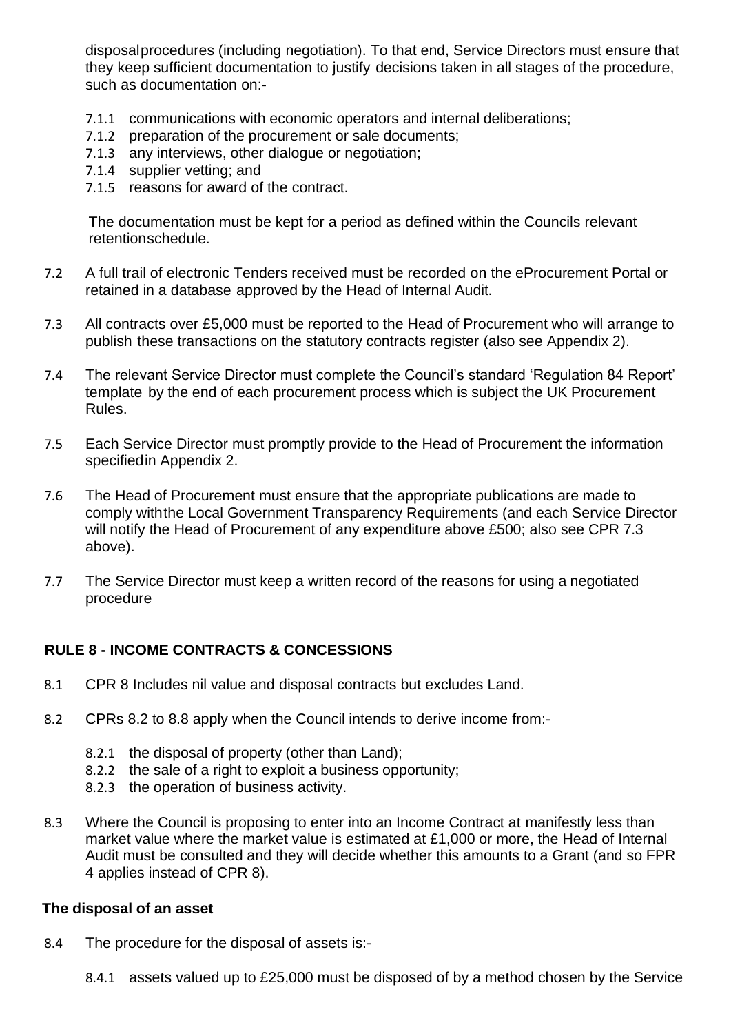disposalprocedures (including negotiation). To that end, Service Directors must ensure that they keep sufficient documentation to justify decisions taken in all stages of the procedure, such as documentation on:-

7.1.1 communications with economic operators and internal deliberations;
7.1.2 preparation of the procurement or sale documents;
7.1.3 any interviews, other dialogue or negotiation;
7.1.4 supplier vetting; and
7.1.5 reasons for award of the contract.

The documentation must be kept for a period as defined within the Councils relevant retentionschedule.

7.2 A full trail of electronic Tenders received must be recorded on the eProcurement Portal or retained in a database approved by the Head of Internal Audit.

7.3 All contracts over £5,000 must be reported to the Head of Procurement who will arrange to publish these transactions on the statutory contracts register (also see Appendix 2).

7.4 The relevant Service Director must complete the Council's standard 'Regulation 84 Report' template by the end of each procurement process which is subject the UK Procurement Rules.

7.5 Each Service Director must promptly provide to the Head of Procurement the information specifiedin Appendix 2.

7.6 The Head of Procurement must ensure that the appropriate publications are made to comply withthe Local Government Transparency Requirements (and each Service Director will notify the Head of Procurement of any expenditure above £500; also see CPR 7.3 above).

7.7 The Service Director must keep a written record of the reasons for using a negotiated procedure

## RULE 8 - INCOME CONTRACTS & CONCESSIONS

8.1 CPR 8 Includes nil value and disposal contracts but excludes Land.

8.2 CPRs 8.2 to 8.8 apply when the Council intends to derive income from:-

8.2.1 the disposal of property (other than Land);
8.2.2 the sale of a right to exploit a business opportunity;
8.2.3 the operation of business activity.

8.3 Where the Council is proposing to enter into an Income Contract at manifestly less than market value where the market value is estimated at £1,000 or more, the Head of Internal Audit must be consulted and they will decide whether this amounts to a Grant (and so FPR 4 applies instead of CPR 8).

### The disposal of an asset

8.4 The procedure for the disposal of assets is:-

8.4.1 assets valued up to £25,000 must be disposed of by a method chosen by the Service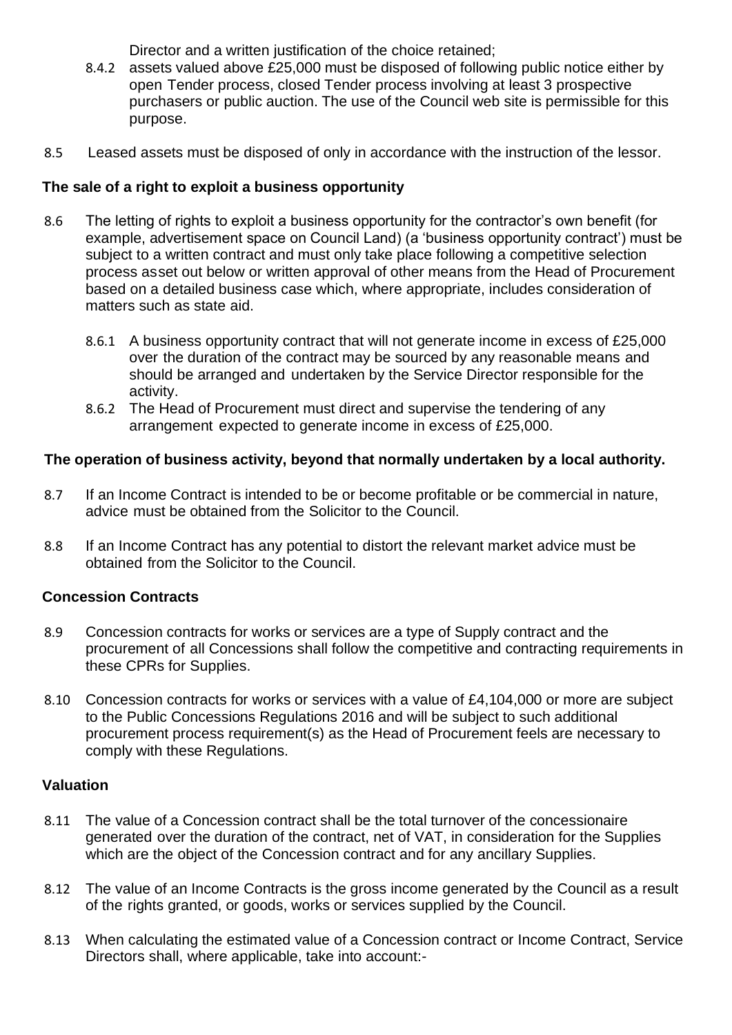Director and a written justification of the choice retained;

8.4.2 assets valued above £25,000 must be disposed of following public notice either by open Tender process, closed Tender process involving at least 3 prospective purchasers or public auction. The use of the Council web site is permissible for this purpose.

8.5 Leased assets must be disposed of only in accordance with the instruction of the lessor.

**The sale of a right to exploit a business opportunity**

8.6 The letting of rights to exploit a business opportunity for the contractor's own benefit (for example, advertisement space on Council Land) (a 'business opportunity contract') must be subject to a written contract and must only take place following a competitive selection process asset out below or written approval of other means from the Head of Procurement based on a detailed business case which, where appropriate, includes consideration of matters such as state aid.

8.6.1 A business opportunity contract that will not generate income in excess of £25,000 over the duration of the contract may be sourced by any reasonable means and should be arranged and undertaken by the Service Director responsible for the activity.

8.6.2 The Head of Procurement must direct and supervise the tendering of any arrangement expected to generate income in excess of £25,000.

**The operation of business activity, beyond that normally undertaken by a local authority.**

8.7 If an Income Contract is intended to be or become profitable or be commercial in nature, advice must be obtained from the Solicitor to the Council.

8.8 If an Income Contract has any potential to distort the relevant market advice must be obtained from the Solicitor to the Council.

**Concession Contracts**

8.9 Concession contracts for works or services are a type of Supply contract and the procurement of all Concessions shall follow the competitive and contracting requirements in these CPRs for Supplies.

8.10 Concession contracts for works or services with a value of £4,104,000 or more are subject to the Public Concessions Regulations 2016 and will be subject to such additional procurement process requirement(s) as the Head of Procurement feels are necessary to comply with these Regulations.

**Valuation**

8.11 The value of a Concession contract shall be the total turnover of the concessionaire generated over the duration of the contract, net of VAT, in consideration for the Supplies which are the object of the Concession contract and for any ancillary Supplies.

8.12 The value of an Income Contracts is the gross income generated by the Council as a result of the rights granted, or goods, works or services supplied by the Council.

8.13 When calculating the estimated value of a Concession contract or Income Contract, Service Directors shall, where applicable, take into account:-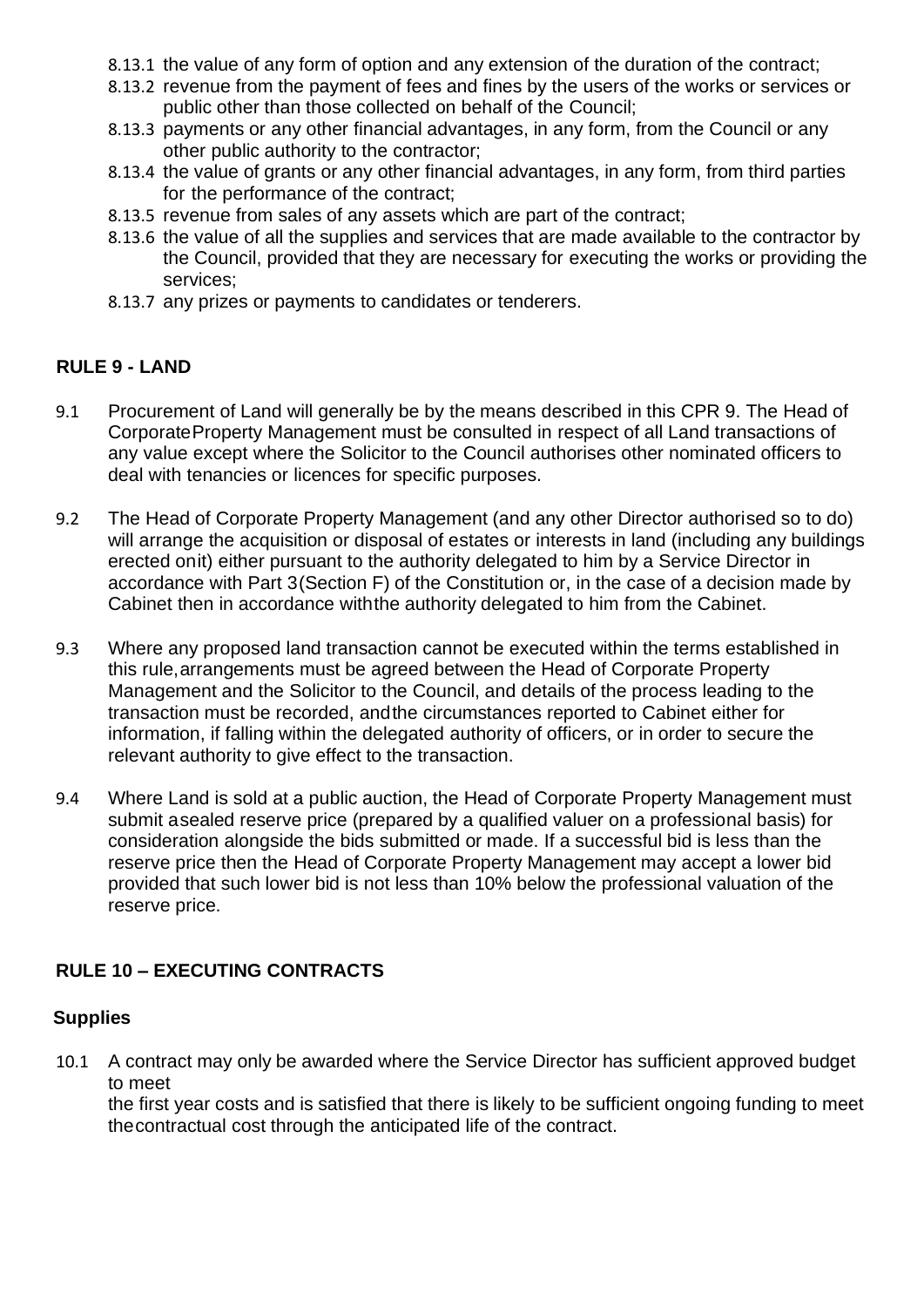- 8.13.1 the value of any form of option and any extension of the duration of the contract;
- 8.13.2 revenue from the payment of fees and fines by the users of the works or services or public other than those collected on behalf of the Council;
- 8.13.3 payments or any other financial advantages, in any form, from the Council or any other public authority to the contractor;
- 8.13.4 the value of grants or any other financial advantages, in any form, from third parties for the performance of the contract;
- 8.13.5 revenue from sales of any assets which are part of the contract;
- 8.13.6 the value of all the supplies and services that are made available to the contractor by the Council, provided that they are necessary for executing the works or providing the services;
- 8.13.7 any prizes or payments to candidates or tenderers.

## RULE 9 - LAND

9.1 Procurement of Land will generally be by the means described in this CPR 9. The Head of CorporateProperty Management must be consulted in respect of all Land transactions of any value except where the Solicitor to the Council authorises other nominated officers to deal with tenancies or licences for specific purposes.

9.2 The Head of Corporate Property Management (and any other Director authorised so to do) will arrange the acquisition or disposal of estates or interests in land (including any buildings erected onit) either pursuant to the authority delegated to him by a Service Director in accordance with Part 3(Section F) of the Constitution or, in the case of a decision made by Cabinet then in accordance withthe authority delegated to him from the Cabinet.

9.3 Where any proposed land transaction cannot be executed within the terms established in this rule,arrangements must be agreed between the Head of Corporate Property Management and the Solicitor to the Council, and details of the process leading to the transaction must be recorded, andthe circumstances reported to Cabinet either for information, if falling within the delegated authority of officers, or in order to secure the relevant authority to give effect to the transaction.

9.4 Where Land is sold at a public auction, the Head of Corporate Property Management must submit asealed reserve price (prepared by a qualified valuer on a professional basis) for consideration alongside the bids submitted or made. If a successful bid is less than the reserve price then the Head of Corporate Property Management may accept a lower bid provided that such lower bid is not less than 10% below the professional valuation of the reserve price.

## RULE 10 – EXECUTING CONTRACTS

### Supplies

10.1 A contract may only be awarded where the Service Director has sufficient approved budget to meet
the first year costs and is satisfied that there is likely to be sufficient ongoing funding to meet thecontractual cost through the anticipated life of the contract.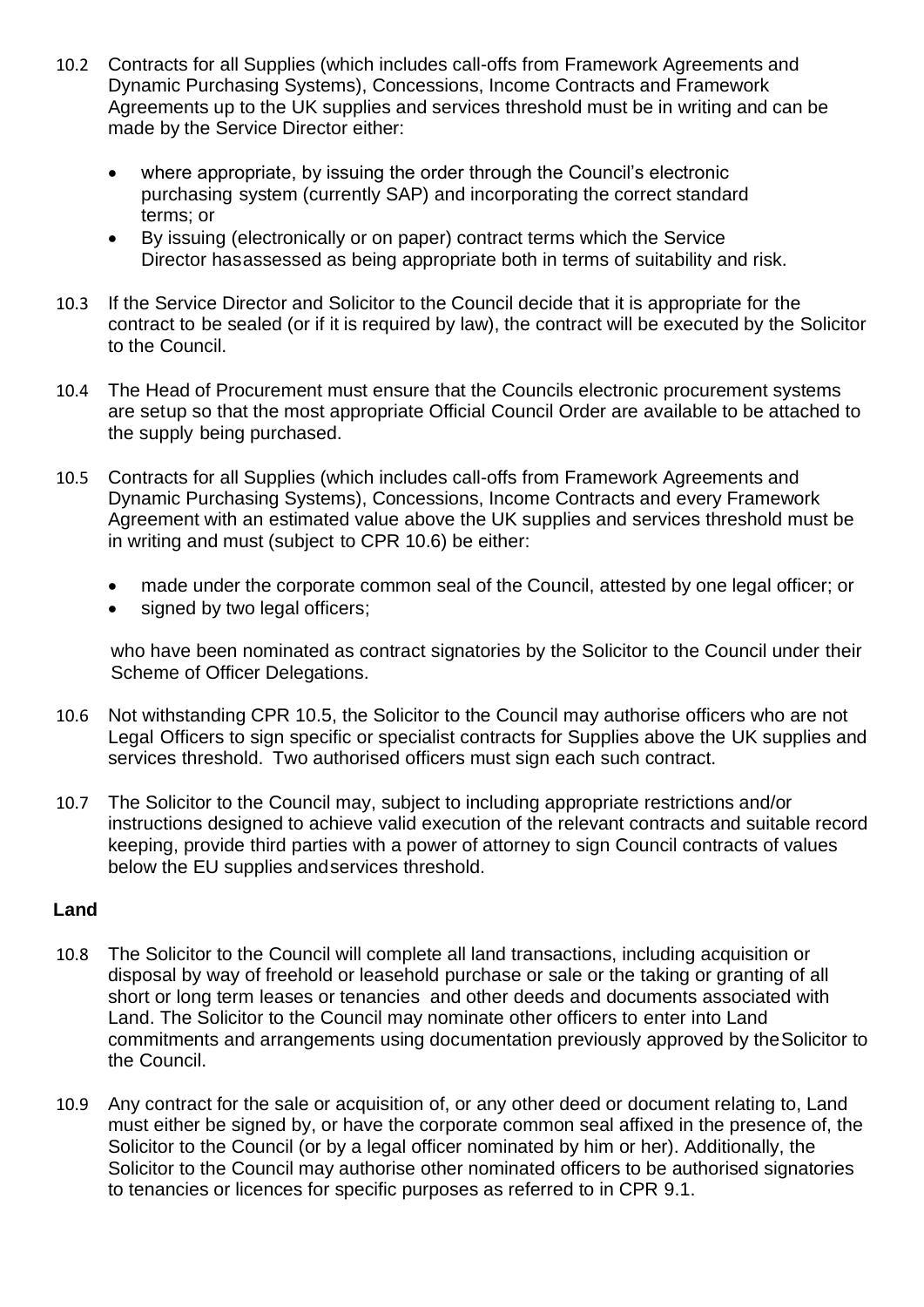10.2 Contracts for all Supplies (which includes call-offs from Framework Agreements and Dynamic Purchasing Systems), Concessions, Income Contracts and Framework Agreements up to the UK supplies and services threshold must be in writing and can be made by the Service Director either:

- where appropriate, by issuing the order through the Council's electronic purchasing system (currently SAP) and incorporating the correct standard terms; or
- By issuing (electronically or on paper) contract terms which the Service Director hasassessed as being appropriate both in terms of suitability and risk.

10.3 If the Service Director and Solicitor to the Council decide that it is appropriate for the contract to be sealed (or if it is required by law), the contract will be executed by the Solicitor to the Council.

10.4 The Head of Procurement must ensure that the Councils electronic procurement systems are setup so that the most appropriate Official Council Order are available to be attached to the supply being purchased.

10.5 Contracts for all Supplies (which includes call-offs from Framework Agreements and Dynamic Purchasing Systems), Concessions, Income Contracts and every Framework Agreement with an estimated value above the UK supplies and services threshold must be in writing and must (subject to CPR 10.6) be either:

- made under the corporate common seal of the Council, attested by one legal officer; or
- signed by two legal officers;

who have been nominated as contract signatories by the Solicitor to the Council under their Scheme of Officer Delegations.

10.6 Not withstanding CPR 10.5, the Solicitor to the Council may authorise officers who are not Legal Officers to sign specific or specialist contracts for Supplies above the UK supplies and services threshold. Two authorised officers must sign each such contract.

10.7 The Solicitor to the Council may, subject to including appropriate restrictions and/or instructions designed to achieve valid execution of the relevant contracts and suitable record keeping, provide third parties with a power of attorney to sign Council contracts of values below the EU supplies andservices threshold.

**Land**

10.8 The Solicitor to the Council will complete all land transactions, including acquisition or disposal by way of freehold or leasehold purchase or sale or the taking or granting of all short or long term leases or tenancies and other deeds and documents associated with Land. The Solicitor to the Council may nominate other officers to enter into Land commitments and arrangements using documentation previously approved by theSolicitor to the Council.

10.9 Any contract for the sale or acquisition of, or any other deed or document relating to, Land must either be signed by, or have the corporate common seal affixed in the presence of, the Solicitor to the Council (or by a legal officer nominated by him or her). Additionally, the Solicitor to the Council may authorise other nominated officers to be authorised signatories to tenancies or licences for specific purposes as referred to in CPR 9.1.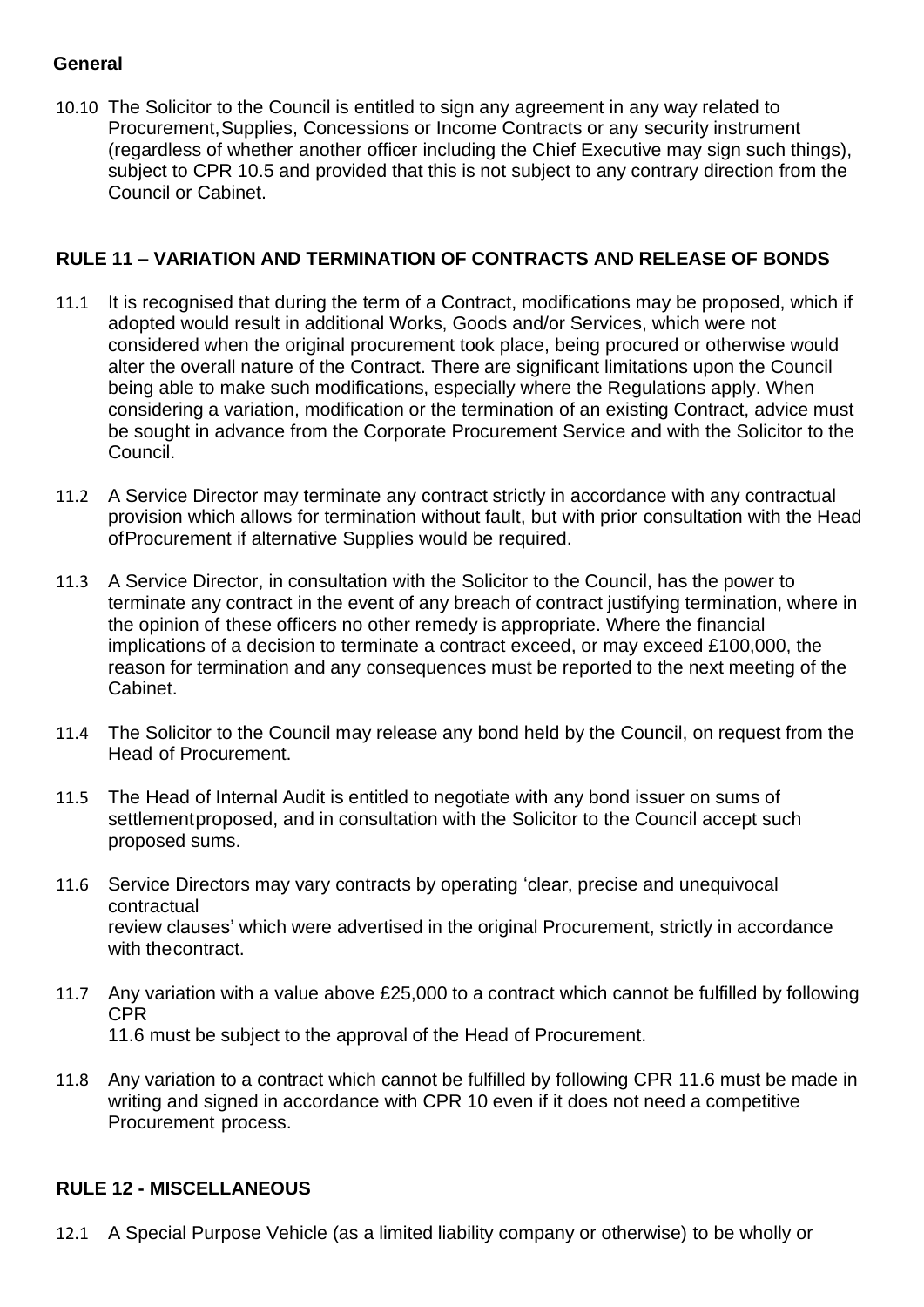**General**

10.10 The Solicitor to the Council is entitled to sign any agreement in any way related to Procurement, Supplies, Concessions or Income Contracts or any security instrument (regardless of whether another officer including the Chief Executive may sign such things), subject to CPR 10.5 and provided that this is not subject to any contrary direction from the Council or Cabinet.

## RULE 11 – VARIATION AND TERMINATION OF CONTRACTS AND RELEASE OF BONDS

11.1 It is recognised that during the term of a Contract, modifications may be proposed, which if adopted would result in additional Works, Goods and/or Services, which were not considered when the original procurement took place, being procured or otherwise would alter the overall nature of the Contract. There are significant limitations upon the Council being able to make such modifications, especially where the Regulations apply. When considering a variation, modification or the termination of an existing Contract, advice must be sought in advance from the Corporate Procurement Service and with the Solicitor to the Council.

11.2 A Service Director may terminate any contract strictly in accordance with any contractual provision which allows for termination without fault, but with prior consultation with the Head of Procurement if alternative Supplies would be required.

11.3 A Service Director, in consultation with the Solicitor to the Council, has the power to terminate any contract in the event of any breach of contract justifying termination, where in the opinion of these officers no other remedy is appropriate. Where the financial implications of a decision to terminate a contract exceed, or may exceed £100,000, the reason for termination and any consequences must be reported to the next meeting of the Cabinet.

11.4 The Solicitor to the Council may release any bond held by the Council, on request from the Head of Procurement.

11.5 The Head of Internal Audit is entitled to negotiate with any bond issuer on sums of settlement proposed, and in consultation with the Solicitor to the Council accept such proposed sums.

11.6 Service Directors may vary contracts by operating 'clear, precise and unequivocal contractual review clauses' which were advertised in the original Procurement, strictly in accordance with the contract.

11.7 Any variation with a value above £25,000 to a contract which cannot be fulfilled by following CPR 11.6 must be subject to the approval of the Head of Procurement.

11.8 Any variation to a contract which cannot be fulfilled by following CPR 11.6 must be made in writing and signed in accordance with CPR 10 even if it does not need a competitive Procurement process.

## RULE 12 - MISCELLANEOUS

12.1 A Special Purpose Vehicle (as a limited liability company or otherwise) to be wholly or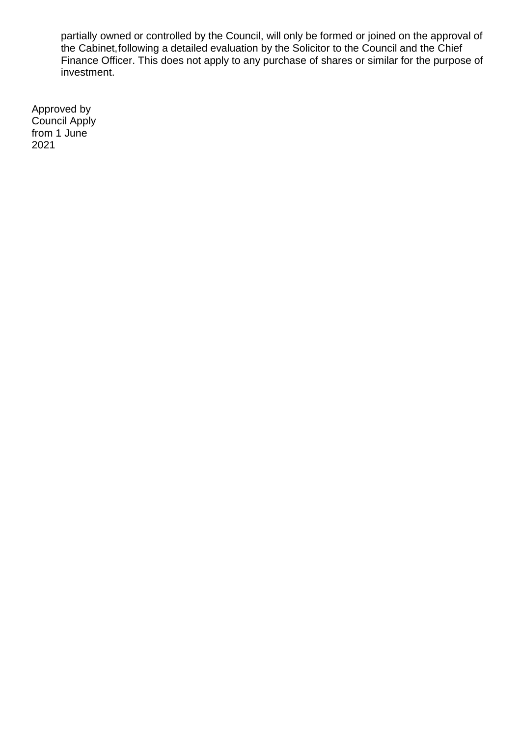partially owned or controlled by the Council, will only be formed or joined on the approval of the Cabinet, following a detailed evaluation by the Solicitor to the Council and the Chief Finance Officer. This does not apply to any purchase of shares or similar for the purpose of investment.

Approved by Council Apply from 1 June 2021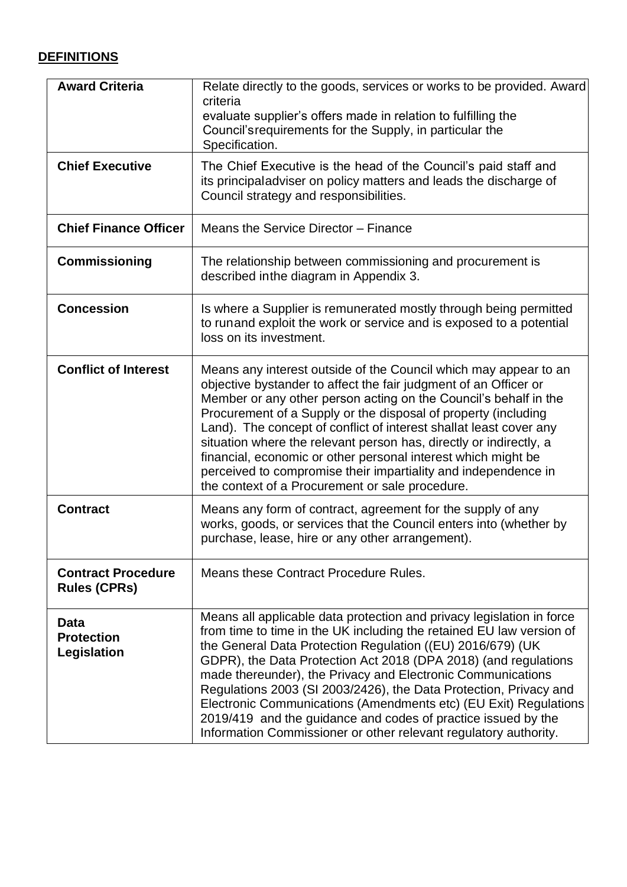## DEFINITIONS

| | |
|---|---|
| **Award Criteria** | Relate directly to the goods, services or works to be provided. Award criteria evaluate supplier's offers made in relation to fulfilling the Council'srequirements for the Supply, in particular the Specification. |
| **Chief Executive** | The Chief Executive is the head of the Council's paid staff and its principaladviser on policy matters and leads the discharge of Council strategy and responsibilities. |
| **Chief Finance Officer** | Means the Service Director – Finance |
| **Commissioning** | The relationship between commissioning and procurement is described inthe diagram in Appendix 3. |
| **Concession** | Is where a Supplier is remunerated mostly through being permitted to runand exploit the work or service and is exposed to a potential loss on its investment. |
| **Conflict of Interest** | Means any interest outside of the Council which may appear to an objective bystander to affect the fair judgment of an Officer or Member or any other person acting on the Council's behalf in the Procurement of a Supply or the disposal of property (including Land). The concept of conflict of interest shallat least cover any situation where the relevant person has, directly or indirectly, a financial, economic or other personal interest which might be perceived to compromise their impartiality and independence in the context of a Procurement or sale procedure. |
| **Contract** | Means any form of contract, agreement for the supply of any works, goods, or services that the Council enters into (whether by purchase, lease, hire or any other arrangement). |
| **Contract Procedure Rules (CPRs)** | Means these Contract Procedure Rules. |
| **Data Protection Legislation** | Means all applicable data protection and privacy legislation in force from time to time in the UK including the retained EU law version of the General Data Protection Regulation ((EU) 2016/679) (UK GDPR), the Data Protection Act 2018 (DPA 2018) (and regulations made thereunder), the Privacy and Electronic Communications Regulations 2003 (SI 2003/2426), the Data Protection, Privacy and Electronic Communications (Amendments etc) (EU Exit) Regulations 2019/419 and the guidance and codes of practice issued by the Information Commissioner or other relevant regulatory authority. |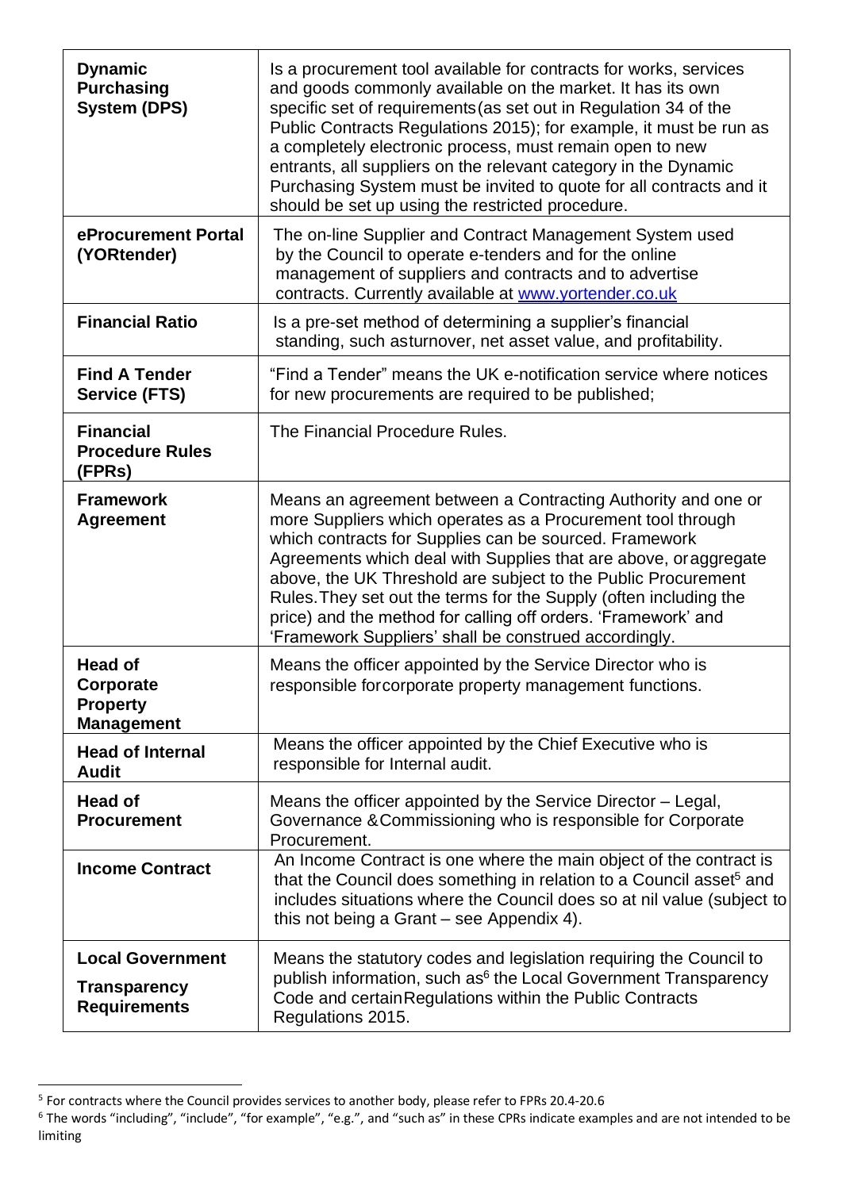| | |
|---|---|
| **Dynamic Purchasing System (DPS)** | Is a procurement tool available for contracts for works, services and goods commonly available on the market. It has its own specific set of requirements (as set out in Regulation 34 of the Public Contracts Regulations 2015); for example, it must be run as a completely electronic process, must remain open to new entrants, all suppliers on the relevant category in the Dynamic Purchasing System must be invited to quote for all contracts and it should be set up using the restricted procedure. |
| **eProcurement Portal (YORtender)** | The on-line Supplier and Contract Management System used by the Council to operate e-tenders and for the online management of suppliers and contracts and to advertise contracts. Currently available at [www.yortender.co.uk](http://www.yortender.co.uk) |
| **Financial Ratio** | Is a pre-set method of determining a supplier's financial standing, such as turnover, net asset value, and profitability. |
| **Find A Tender Service (FTS)** | "Find a Tender" means the UK e-notification service where notices for new procurements are required to be published; |
| **Financial Procedure Rules (FPRs)** | The Financial Procedure Rules. |
| **Framework Agreement** | Means an agreement between a Contracting Authority and one or more Suppliers which operates as a Procurement tool through which contracts for Supplies can be sourced. Framework Agreements which deal with Supplies that are above, or aggregate above, the UK Threshold are subject to the Public Procurement Rules. They set out the terms for the Supply (often including the price) and the method for calling off orders. 'Framework' and 'Framework Suppliers' shall be construed accordingly. |
| **Head of Corporate Property Management** | Means the officer appointed by the Service Director who is responsible for corporate property management functions. |
| **Head of Internal Audit** | Means the officer appointed by the Chief Executive who is responsible for Internal audit. |
| **Head of Procurement** | Means the officer appointed by the Service Director – Legal, Governance & Commissioning who is responsible for Corporate Procurement. |
| **Income Contract** | An Income Contract is one where the main object of the contract is that the Council does something in relation to a Council asset[5] and includes situations where the Council does so at nil value (subject to this not being a Grant – see Appendix 4). |
| **Local Government Transparency Requirements** | Means the statutory codes and legislation requiring the Council to publish information, such as[6] the Local Government Transparency Code and certain Regulations within the Public Contracts Regulations 2015. |

[5] For contracts where the Council provides services to another body, please refer to FPRs 20.4-20.6

[6] The words "including", "include", "for example", "e.g.", and "such as" in these CPRs indicate examples and are not intended to be limiting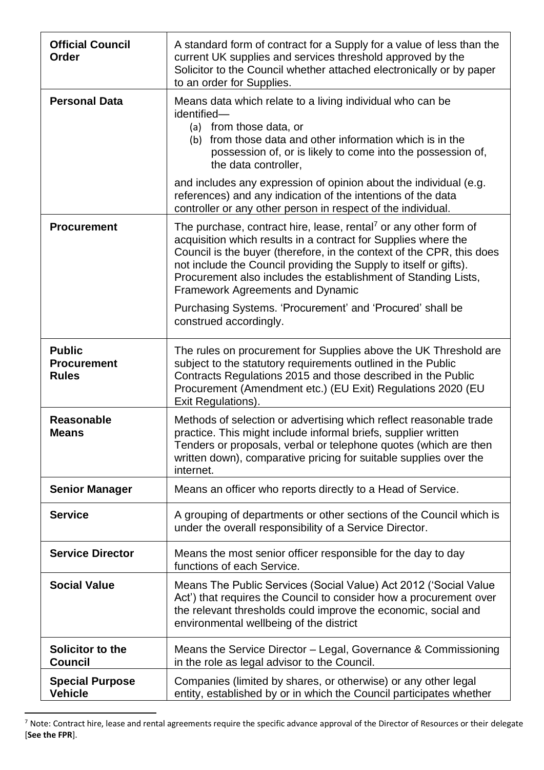| | |
|---|---|
| **Official Council Order** | A standard form of contract for a Supply for a value of less than the current UK supplies and services threshold approved by the Solicitor to the Council whether attached electronically or by paper to an order for Supplies. |
| **Personal Data** | Means data which relate to a living individual who can be identified— (a) from those data, or (b) from those data and other information which is in the possession of, or is likely to come into the possession of, the data controller, and includes any expression of opinion about the individual (e.g. references) and any indication of the intentions of the data controller or any other person in respect of the individual. |
| **Procurement** | The purchase, contract hire, lease, rental[7] or any other form of acquisition which results in a contract for Supplies where the Council is the buyer (therefore, in the context of the CPR, this does not include the Council providing the Supply to itself or gifts). Procurement also includes the establishment of Standing Lists, Framework Agreements and Dynamic Purchasing Systems. 'Procurement' and 'Procured' shall be construed accordingly. |
| **Public Procurement Rules** | The rules on procurement for Supplies above the UK Threshold are subject to the statutory requirements outlined in the Public Contracts Regulations 2015 and those described in the Public Procurement (Amendment etc.) (EU Exit) Regulations 2020 (EU Exit Regulations). |
| **Reasonable Means** | Methods of selection or advertising which reflect reasonable trade practice. This might include informal briefs, supplier written Tenders or proposals, verbal or telephone quotes (which are then written down), comparative pricing for suitable supplies over the internet. |
| **Senior Manager** | Means an officer who reports directly to a Head of Service. |
| **Service** | A grouping of departments or other sections of the Council which is under the overall responsibility of a Service Director. |
| **Service Director** | Means the most senior officer responsible for the day to day functions of each Service. |
| **Social Value** | Means The Public Services (Social Value) Act 2012 ('Social Value Act') that requires the Council to consider how a procurement over the relevant thresholds could improve the economic, social and environmental wellbeing of the district |
| **Solicitor to the Council** | Means the Service Director – Legal, Governance & Commissioning in the role as legal advisor to the Council. |
| **Special Purpose Vehicle** | Companies (limited by shares, or otherwise) or any other legal entity, established by or in which the Council participates whether |

[7] Note: Contract hire, lease and rental agreements require the specific advance approval of the Director of Resources or their delegate [**See the FPR**].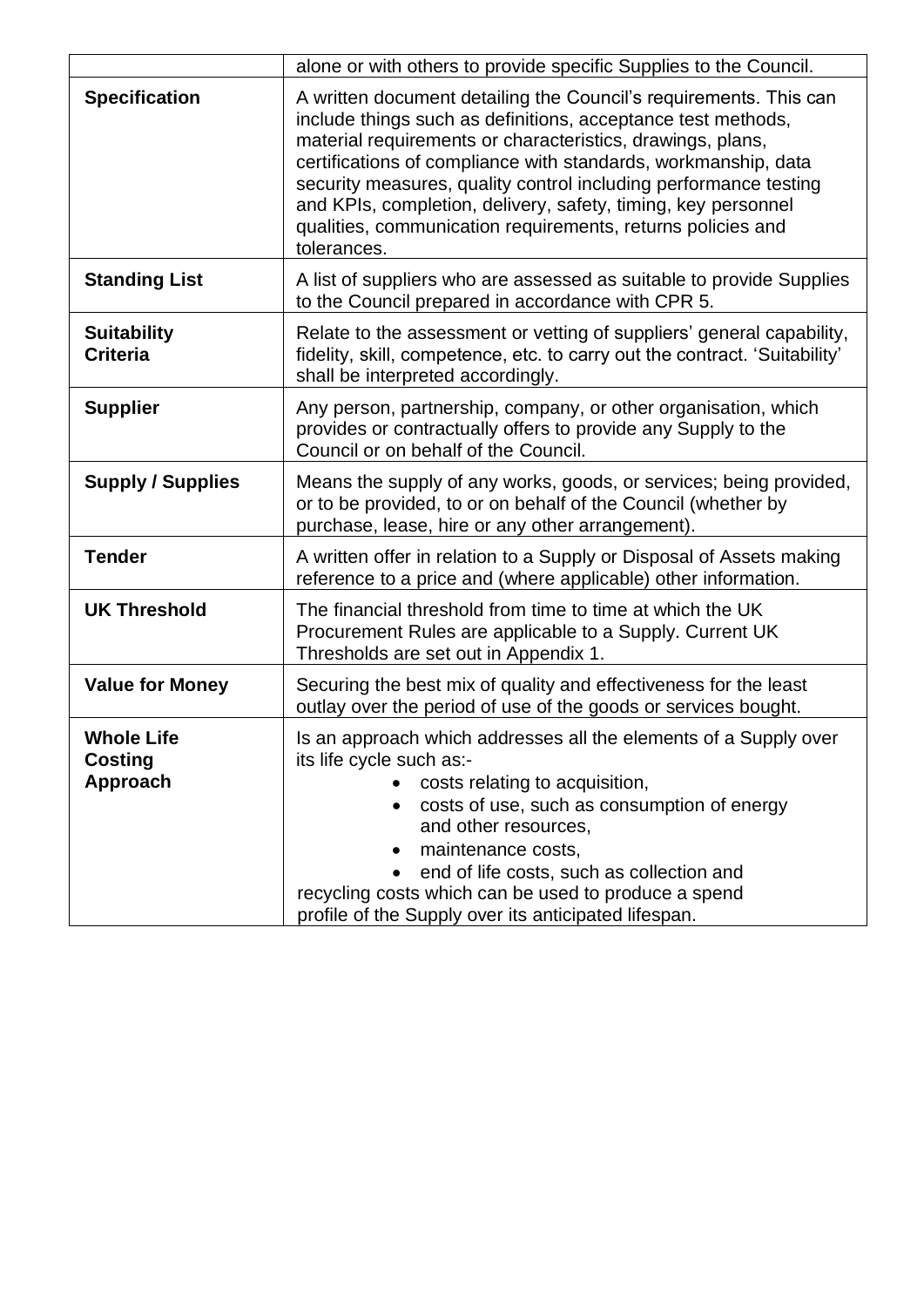| | |
|---|---|
| | alone or with others to provide specific Supplies to the Council. |
| **Specification** | A written document detailing the Council's requirements. This can include things such as definitions, acceptance test methods, material requirements or characteristics, drawings, plans, certifications of compliance with standards, workmanship, data security measures, quality control including performance testing and KPIs, completion, delivery, safety, timing, key personnel qualities, communication requirements, returns policies and tolerances. |
| **Standing List** | A list of suppliers who are assessed as suitable to provide Supplies to the Council prepared in accordance with CPR 5. |
| **Suitability Criteria** | Relate to the assessment or vetting of suppliers' general capability, fidelity, skill, competence, etc. to carry out the contract. 'Suitability' shall be interpreted accordingly. |
| **Supplier** | Any person, partnership, company, or other organisation, which provides or contractually offers to provide any Supply to the Council or on behalf of the Council. |
| **Supply / Supplies** | Means the supply of any works, goods, or services; being provided, or to be provided, to or on behalf of the Council (whether by purchase, lease, hire or any other arrangement). |
| **Tender** | A written offer in relation to a Supply or Disposal of Assets making reference to a price and (where applicable) other information. |
| **UK Threshold** | The financial threshold from time to time at which the UK Procurement Rules are applicable to a Supply. Current UK Thresholds are set out in Appendix 1. |
| **Value for Money** | Securing the best mix of quality and effectiveness for the least outlay over the period of use of the goods or services bought. |
| **Whole Life Costing Approach** | Is an approach which addresses all the elements of a Supply over its life cycle such as:- <br>• costs relating to acquisition, <br>• costs of use, such as consumption of energy and other resources, <br>• maintenance costs, <br>• end of life costs, such as collection and recycling costs which can be used to produce a spend profile of the Supply over its anticipated lifespan. |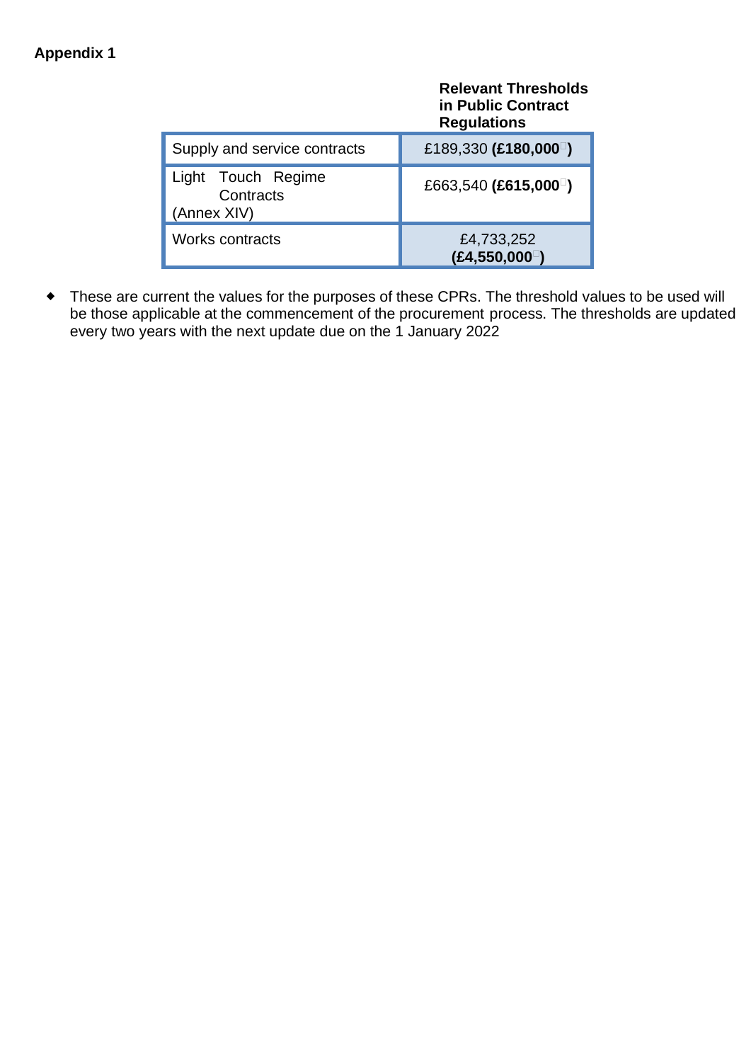**Appendix 1**

| | Relevant Thresholds in Public Contract Regulations |
|---|---|
| Supply and service contracts | £189,330 **(£180,000◆)** |
| Light Touch Regime Contracts (Annex XIV) | £663,540 **(£615,000◆)** |
| Works contracts | £4,733,252 **(£4,550,000◆)** |

- ◆ These are current the values for the purposes of these CPRs. The threshold values to be used will be those applicable at the commencement of the procurement process. The thresholds are updated every two years with the next update due on the 1 January 2022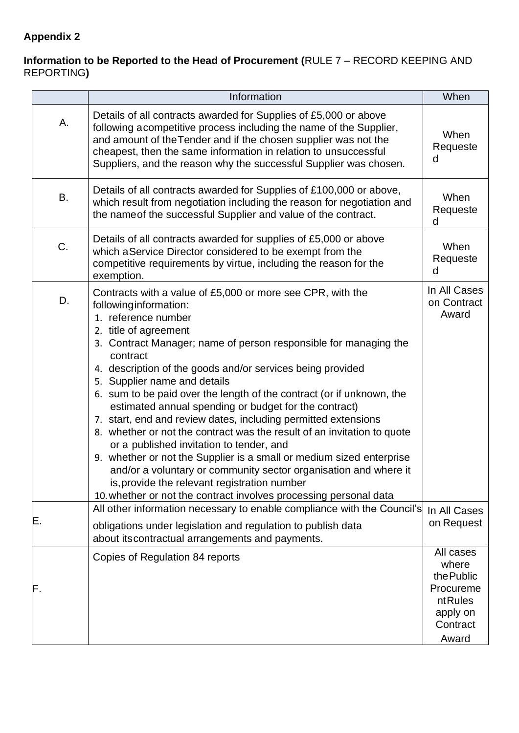**Appendix 2**

**Information to be Reported to the Head of Procurement (**RULE 7 – RECORD KEEPING AND REPORTING**)**

| | Information | When |
|---|---|---|
| A. | Details of all contracts awarded for Supplies of £5,000 or above following a competitive process including the name of the Supplier, and amount of the Tender and if the chosen supplier was not the cheapest, then the same information in relation to unsuccessful Suppliers, and the reason why the successful Supplier was chosen. | When Requested |
| B. | Details of all contracts awarded for Supplies of £100,000 or above, which result from negotiation including the reason for negotiation and the name of the successful Supplier and value of the contract. | When Requested |
| C. | Details of all contracts awarded for supplies of £5,000 or above which a Service Director considered to be exempt from the competitive requirements by virtue, including the reason for the exemption. | When Requested |
| D. | Contracts with a value of £5,000 or more see CPR, with the following information:<br>1. reference number<br>2. title of agreement<br>3. Contract Manager; name of person responsible for managing the contract<br>4. description of the goods and/or services being provided<br>5. Supplier name and details<br>6. sum to be paid over the length of the contract (or if unknown, the estimated annual spending or budget for the contract)<br>7. start, end and review dates, including permitted extensions<br>8. whether or not the contract was the result of an invitation to quote or a published invitation to tender, and<br>9. whether or not the Supplier is a small or medium sized enterprise and/or a voluntary or community sector organisation and where it is, provide the relevant registration number<br>10. whether or not the contract involves processing personal data | In All Cases on Contract Award |
| E. | All other information necessary to enable compliance with the Council's obligations under legislation and regulation to publish data about its contractual arrangements and payments. | In All Cases on Request |
| F. | Copies of Regulation 84 reports | All cases where the Public Procurement Rules apply on Contract Award |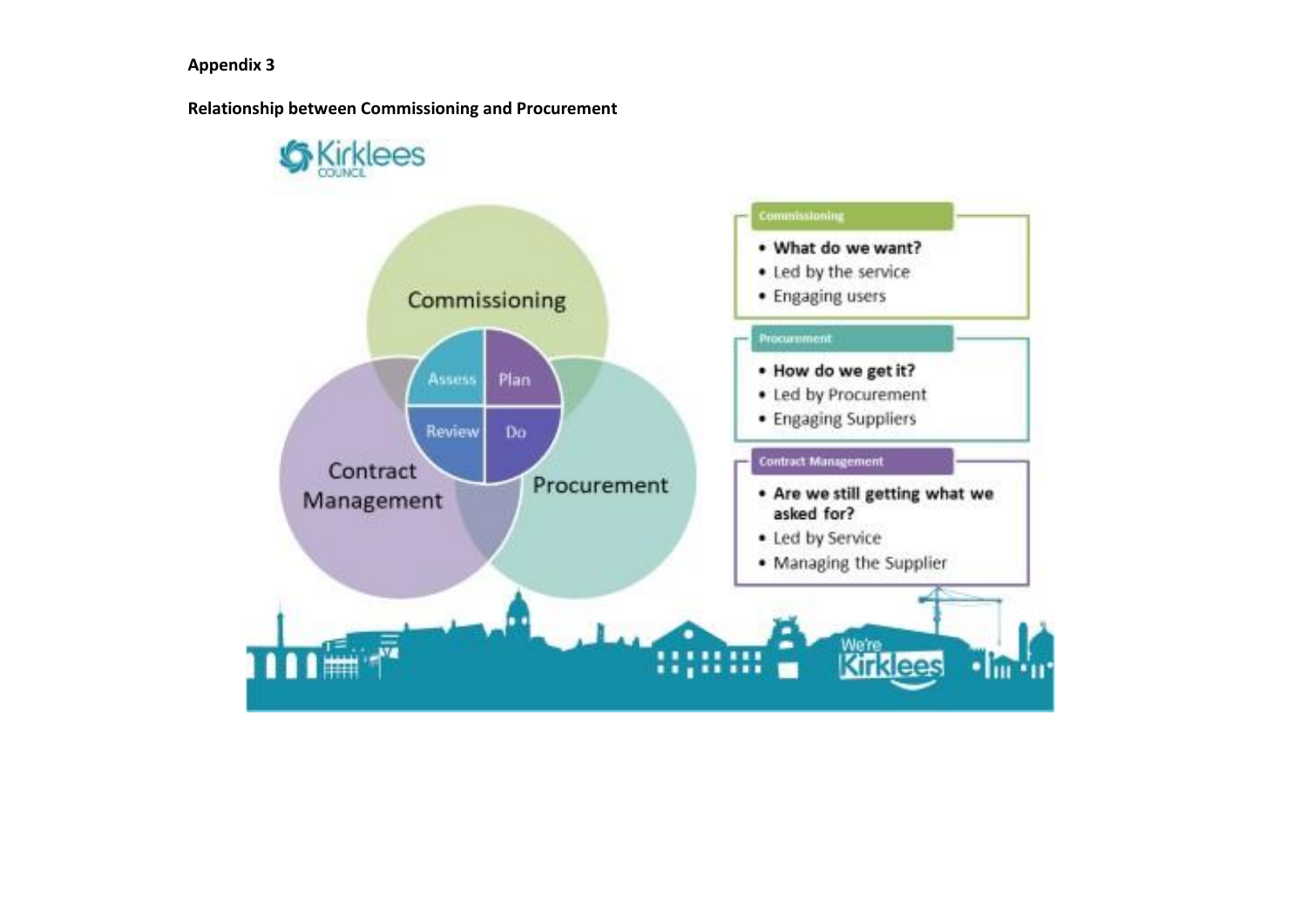**Appendix 3**

**Relationship between Commissioning and Procurement**

Kirklees COUNCIL

Commissioning

Contract Management

Procurement

Assess | Plan | Review | Do

**Commissioning**

- **What do we want?**
- Led by the service
- Engaging users

**Procurement**

- **How do we get it?**
- Led by Procurement
- Engaging Suppliers

**Contract Management**

- **Are we still getting what we asked for?**
- Led by Service
- Managing the Supplier

We're Kirklees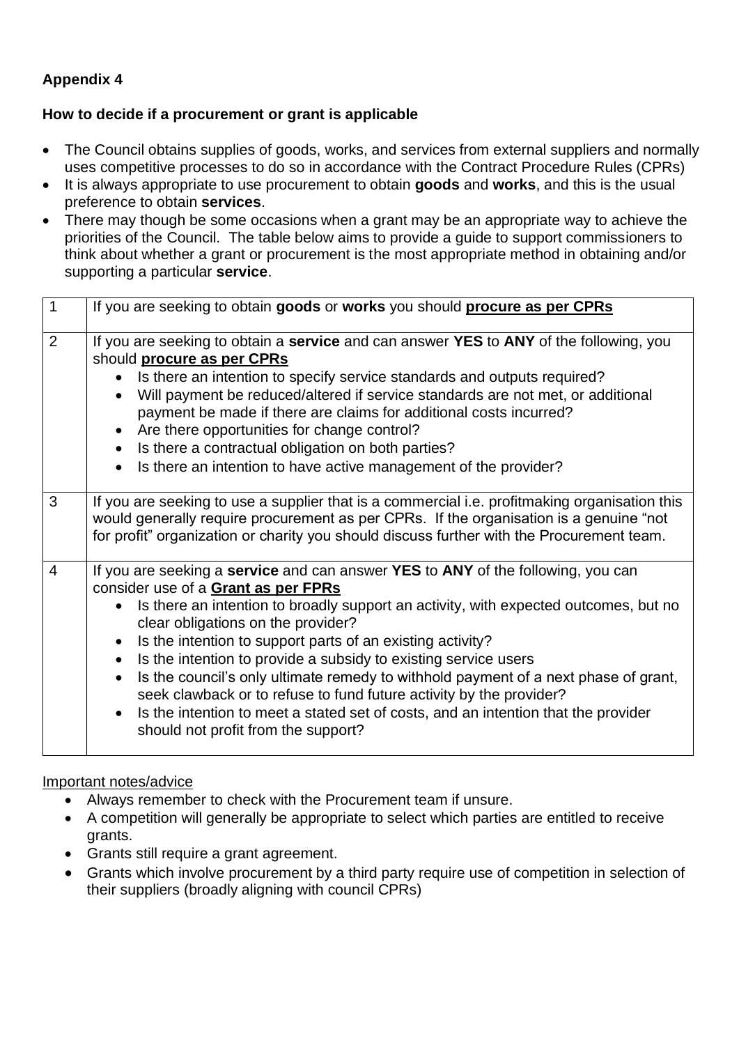**Appendix 4**

**How to decide if a procurement or grant is applicable**

- The Council obtains supplies of goods, works, and services from external suppliers and normally uses competitive processes to do so in accordance with the Contract Procedure Rules (CPRs)
- It is always appropriate to use procurement to obtain **goods** and **works**, and this is the usual preference to obtain **services**.
- There may though be some occasions when a grant may be an appropriate way to achieve the priorities of the Council. The table below aims to provide a guide to support commissioners to think about whether a grant or procurement is the most appropriate method in obtaining and/or supporting a particular **service**.

| | |
|---|---|
| 1 | If you are seeking to obtain **goods** or **works** you should <u>**procure as per CPRs**</u> |
| 2 | If you are seeking to obtain a **service** and can answer **YES** to **ANY** of the following, you should <u>**procure as per CPRs**</u><br>• Is there an intention to specify service standards and outputs required?<br>• Will payment be reduced/altered if service standards are not met, or additional payment be made if there are claims for additional costs incurred?<br>• Are there opportunities for change control?<br>• Is there a contractual obligation on both parties?<br>• Is there an intention to have active management of the provider? |
| 3 | If you are seeking to use a supplier that is a commercial i.e. profitmaking organisation this would generally require procurement as per CPRs. If the organisation is a genuine "not for profit" organization or charity you should discuss further with the Procurement team. |
| 4 | If you are seeking a **service** and can answer **YES** to **ANY** of the following, you can consider use of a <u>**Grant as per FPRs**</u><br>• Is there an intention to broadly support an activity, with expected outcomes, but no clear obligations on the provider?<br>• Is the intention to support parts of an existing activity?<br>• Is the intention to provide a subsidy to existing service users<br>• Is the council's only ultimate remedy to withhold payment of a next phase of grant, seek clawback or to refuse to fund future activity by the provider?<br>• Is the intention to meet a stated set of costs, and an intention that the provider should not profit from the support? |

<u>Important notes/advice</u>

- Always remember to check with the Procurement team if unsure.
- A competition will generally be appropriate to select which parties are entitled to receive grants.
- Grants still require a grant agreement.
- Grants which involve procurement by a third party require use of competition in selection of their suppliers (broadly aligning with council CPRs)